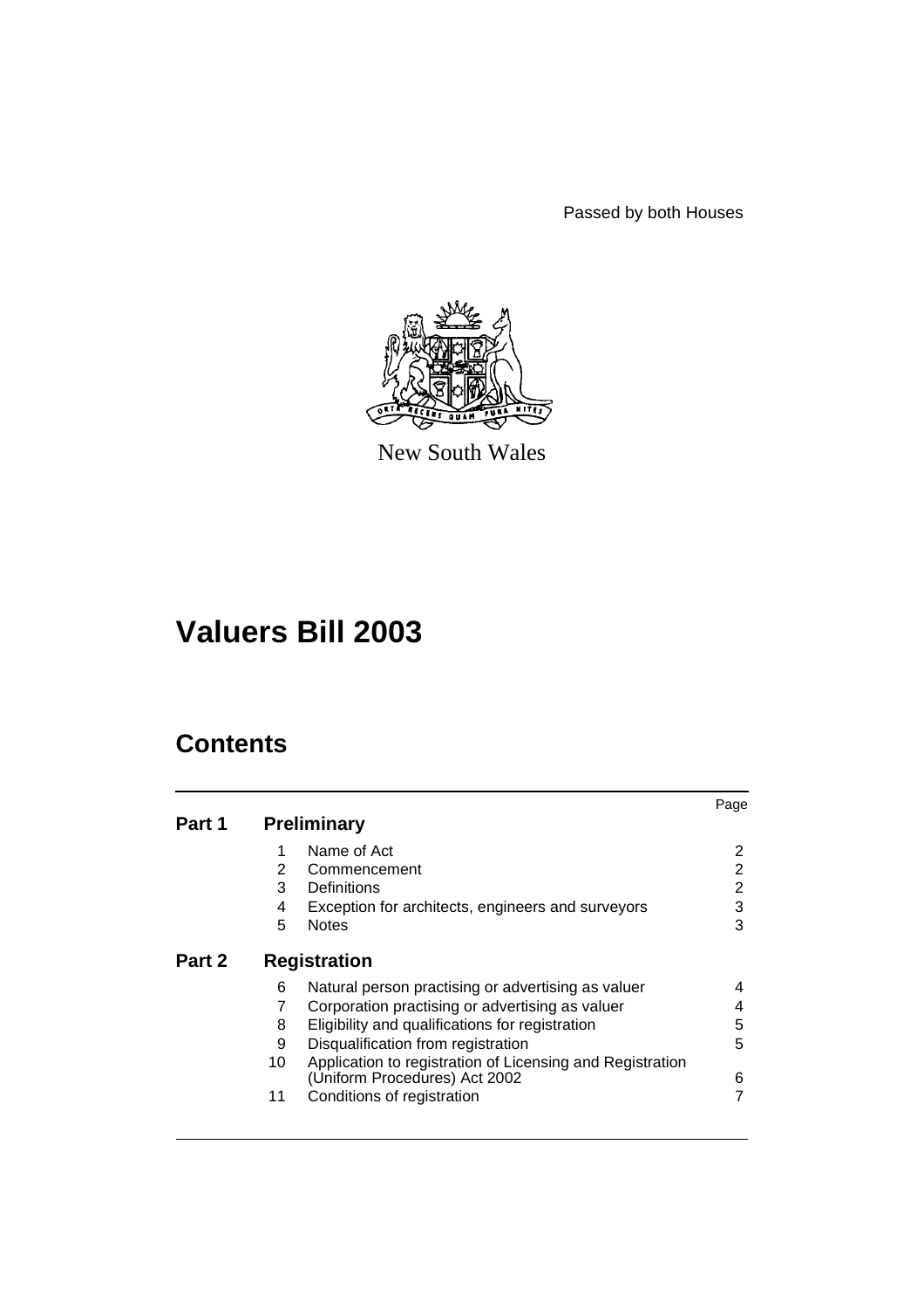Passed by both Houses

New South Wales

# Valuers Bill 2003

## Contents

| | | | Page |
|---|---|---|---|
| **Part 1** | **Preliminary** | | |
| | 1 | Name of Act | 2 |
| | 2 | Commencement | 2 |
| | 3 | Definitions | 2 |
| | 4 | Exception for architects, engineers and surveyors | 3 |
| | 5 | Notes | 3 |
| **Part 2** | **Registration** | | |
| | 6 | Natural person practising or advertising as valuer | 4 |
| | 7 | Corporation practising or advertising as valuer | 4 |
| | 8 | Eligibility and qualifications for registration | 5 |
| | 9 | Disqualification from registration | 5 |
| | 10 | Application to registration of Licensing and Registration (Uniform Procedures) Act 2002 | 6 |
| | 11 | Conditions of registration | 7 |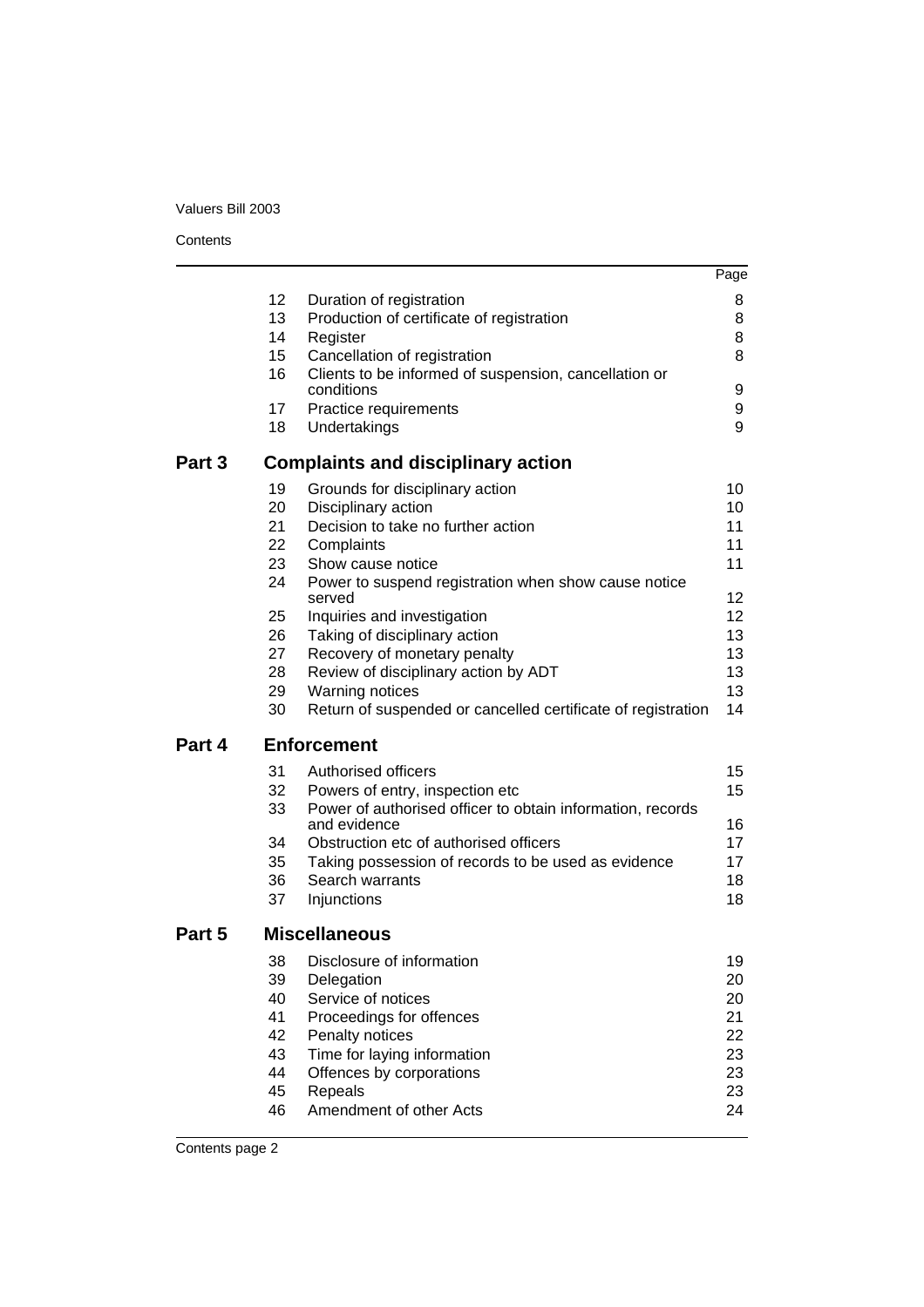| | | Page |
|---|---|---|
| 12 | Duration of registration | 8 |
| 13 | Production of certificate of registration | 8 |
| 14 | Register | 8 |
| 15 | Cancellation of registration | 8 |
| 16 | Clients to be informed of suspension, cancellation or conditions | 9 |
| 17 | Practice requirements | 9 |
| 18 | Undertakings | 9 |

## Part 3 Complaints and disciplinary action

| | | |
|---|---|---|
| 19 | Grounds for disciplinary action | 10 |
| 20 | Disciplinary action | 10 |
| 21 | Decision to take no further action | 11 |
| 22 | Complaints | 11 |
| 23 | Show cause notice | 11 |
| 24 | Power to suspend registration when show cause notice served | 12 |
| 25 | Inquiries and investigation | 12 |
| 26 | Taking of disciplinary action | 13 |
| 27 | Recovery of monetary penalty | 13 |
| 28 | Review of disciplinary action by ADT | 13 |
| 29 | Warning notices | 13 |
| 30 | Return of suspended or cancelled certificate of registration | 14 |

## Part 4 Enforcement

| | | |
|---|---|---|
| 31 | Authorised officers | 15 |
| 32 | Powers of entry, inspection etc | 15 |
| 33 | Power of authorised officer to obtain information, records and evidence | 16 |
| 34 | Obstruction etc of authorised officers | 17 |
| 35 | Taking possession of records to be used as evidence | 17 |
| 36 | Search warrants | 18 |
| 37 | Injunctions | 18 |

## Part 5 Miscellaneous

| | | |
|---|---|---|
| 38 | Disclosure of information | 19 |
| 39 | Delegation | 20 |
| 40 | Service of notices | 20 |
| 41 | Proceedings for offences | 21 |
| 42 | Penalty notices | 22 |
| 43 | Time for laying information | 23 |
| 44 | Offences by corporations | 23 |
| 45 | Repeals | 23 |
| 46 | Amendment of other Acts | 24 |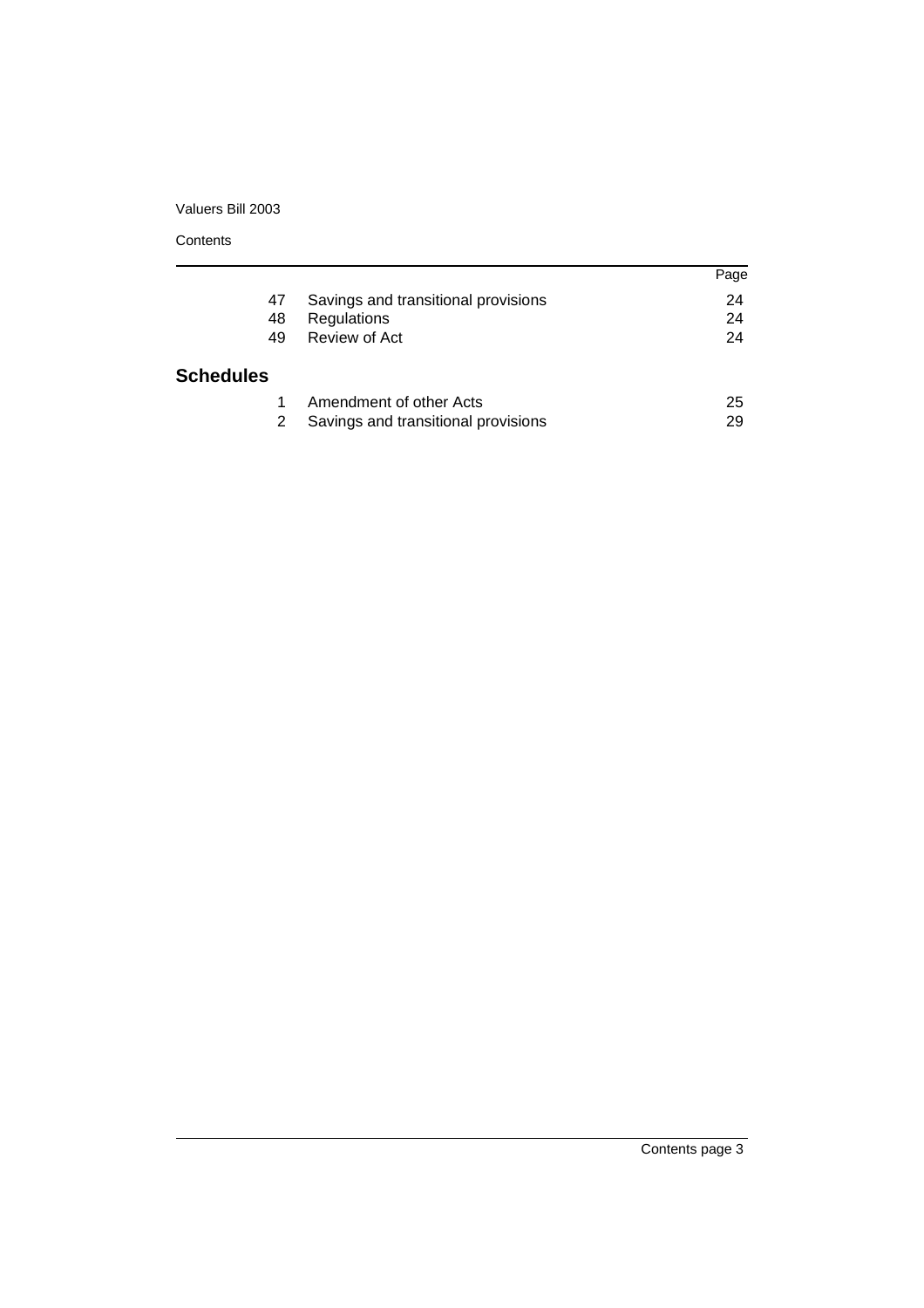| | | Page |
|---|---|---|
| 47 | Savings and transitional provisions | 24 |
| 48 | Regulations | 24 |
| 49 | Review of Act | 24 |

## Schedules

| | | |
|---|---|---|
| 1 | Amendment of other Acts | 25 |
| 2 | Savings and transitional provisions | 29 |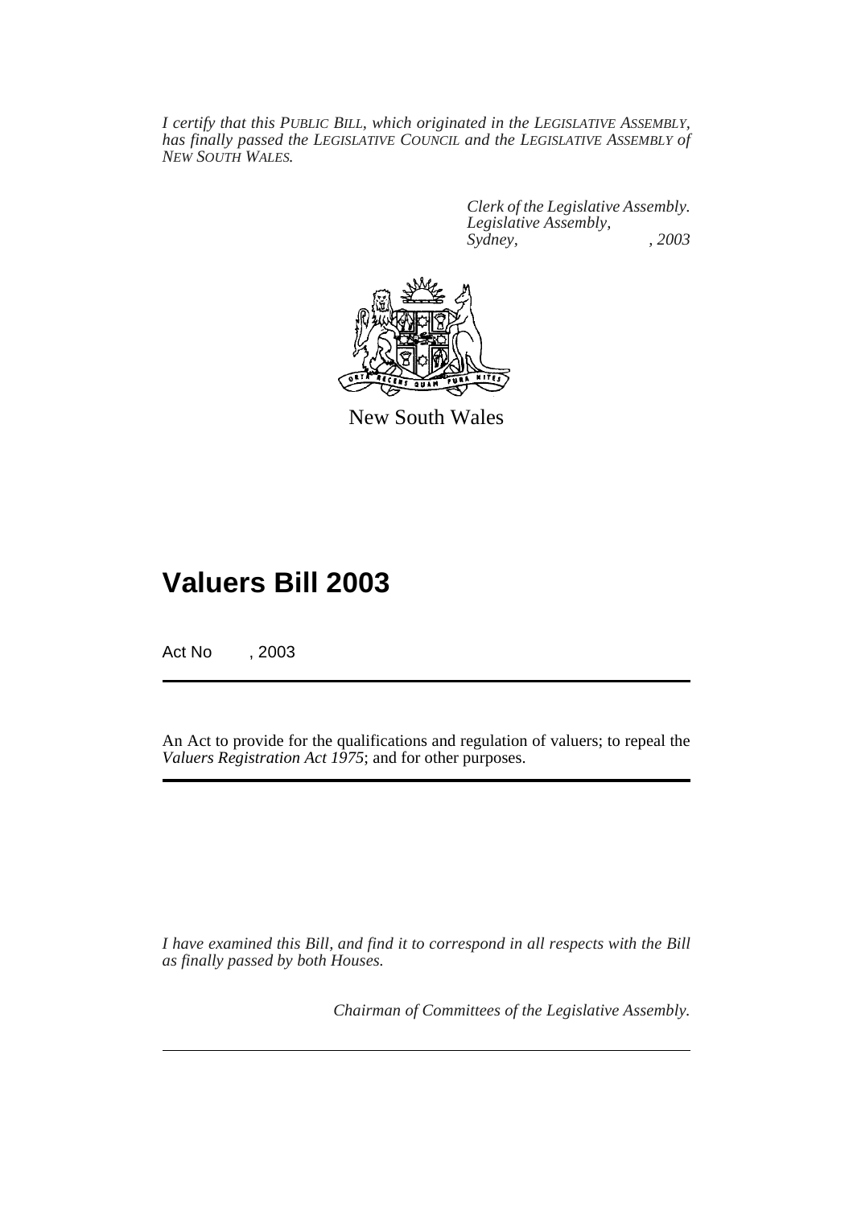*I certify that this PUBLIC BILL, which originated in the LEGISLATIVE ASSEMBLY, has finally passed the LEGISLATIVE COUNCIL and the LEGISLATIVE ASSEMBLY of NEW SOUTH WALES.*

*Clerk of the Legislative Assembly.*
*Legislative Assembly,*
*Sydney, , 2003*

New South Wales

# Valuers Bill 2003

Act No , 2003

An Act to provide for the qualifications and regulation of valuers; to repeal the *Valuers Registration Act 1975*; and for other purposes.

*I have examined this Bill, and find it to correspond in all respects with the Bill as finally passed by both Houses.*

*Chairman of Committees of the Legislative Assembly.*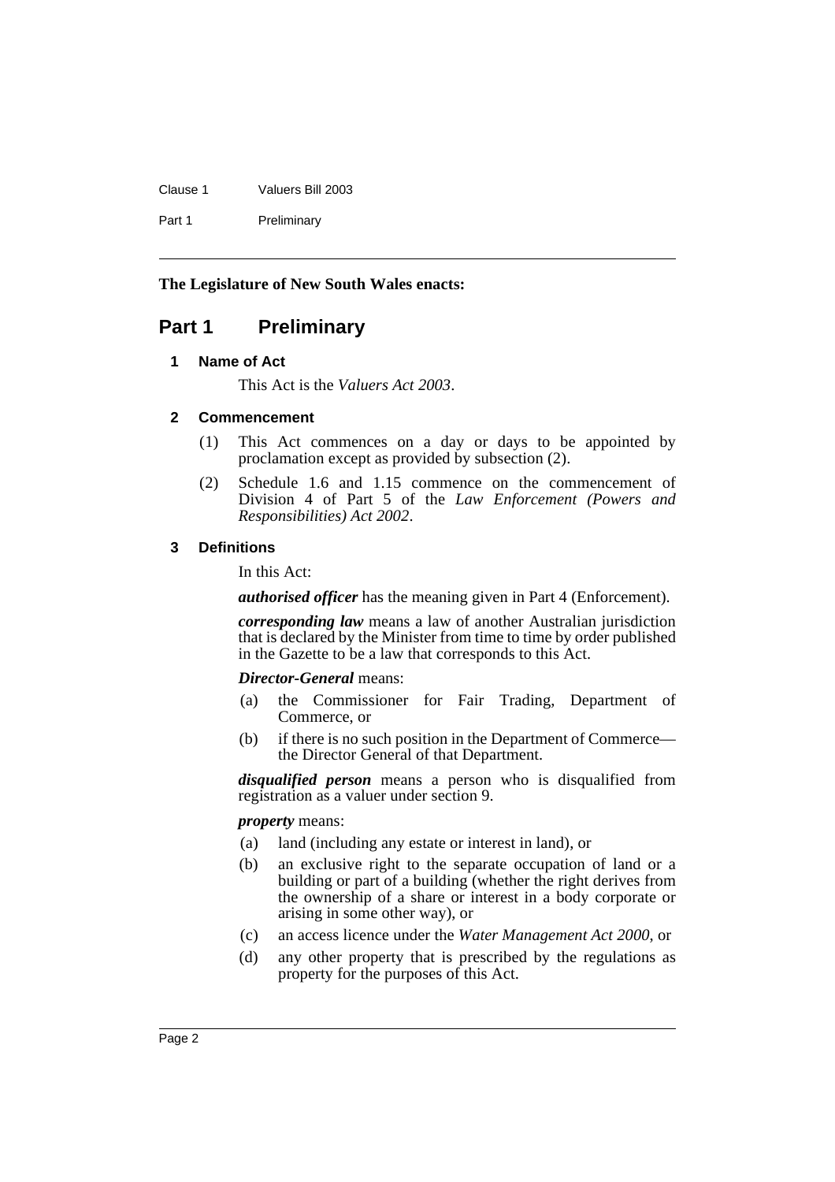**The Legislature of New South Wales enacts:**

# Part 1 Preliminary

### 1 Name of Act

This Act is the *Valuers Act 2003*.

### 2 Commencement

(1) This Act commences on a day or days to be appointed by proclamation except as provided by subsection (2).

(2) Schedule 1.6 and 1.15 commence on the commencement of Division 4 of Part 5 of the *Law Enforcement (Powers and Responsibilities) Act 2002*.

### 3 Definitions

In this Act:

***authorised officer*** has the meaning given in Part 4 (Enforcement).

***corresponding law*** means a law of another Australian jurisdiction that is declared by the Minister from time to time by order published in the Gazette to be a law that corresponds to this Act.

***Director-General*** means:

(a) the Commissioner for Fair Trading, Department of Commerce, or

(b) if there is no such position in the Department of Commerce—the Director General of that Department.

***disqualified person*** means a person who is disqualified from registration as a valuer under section 9.

***property*** means:

(a) land (including any estate or interest in land), or

(b) an exclusive right to the separate occupation of land or a building or part of a building (whether the right derives from the ownership of a share or interest in a body corporate or arising in some other way), or

(c) an access licence under the *Water Management Act 2000*, or

(d) any other property that is prescribed by the regulations as property for the purposes of this Act.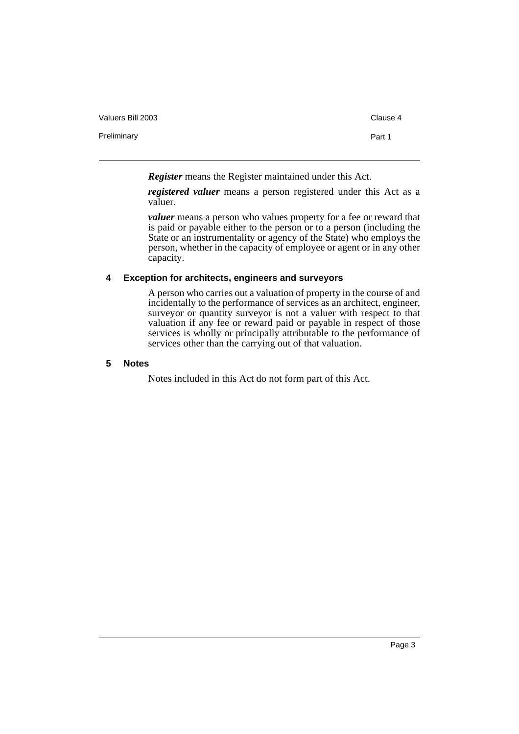***Register*** means the Register maintained under this Act.

***registered valuer*** means a person registered under this Act as a valuer.

***valuer*** means a person who values property for a fee or reward that is paid or payable either to the person or to a person (including the State or an instrumentality or agency of the State) who employs the person, whether in the capacity of employee or agent or in any other capacity.

**4 Exception for architects, engineers and surveyors**

A person who carries out a valuation of property in the course of and incidentally to the performance of services as an architect, engineer, surveyor or quantity surveyor is not a valuer with respect to that valuation if any fee or reward paid or payable in respect of those services is wholly or principally attributable to the performance of services other than the carrying out of that valuation.

**5 Notes**

Notes included in this Act do not form part of this Act.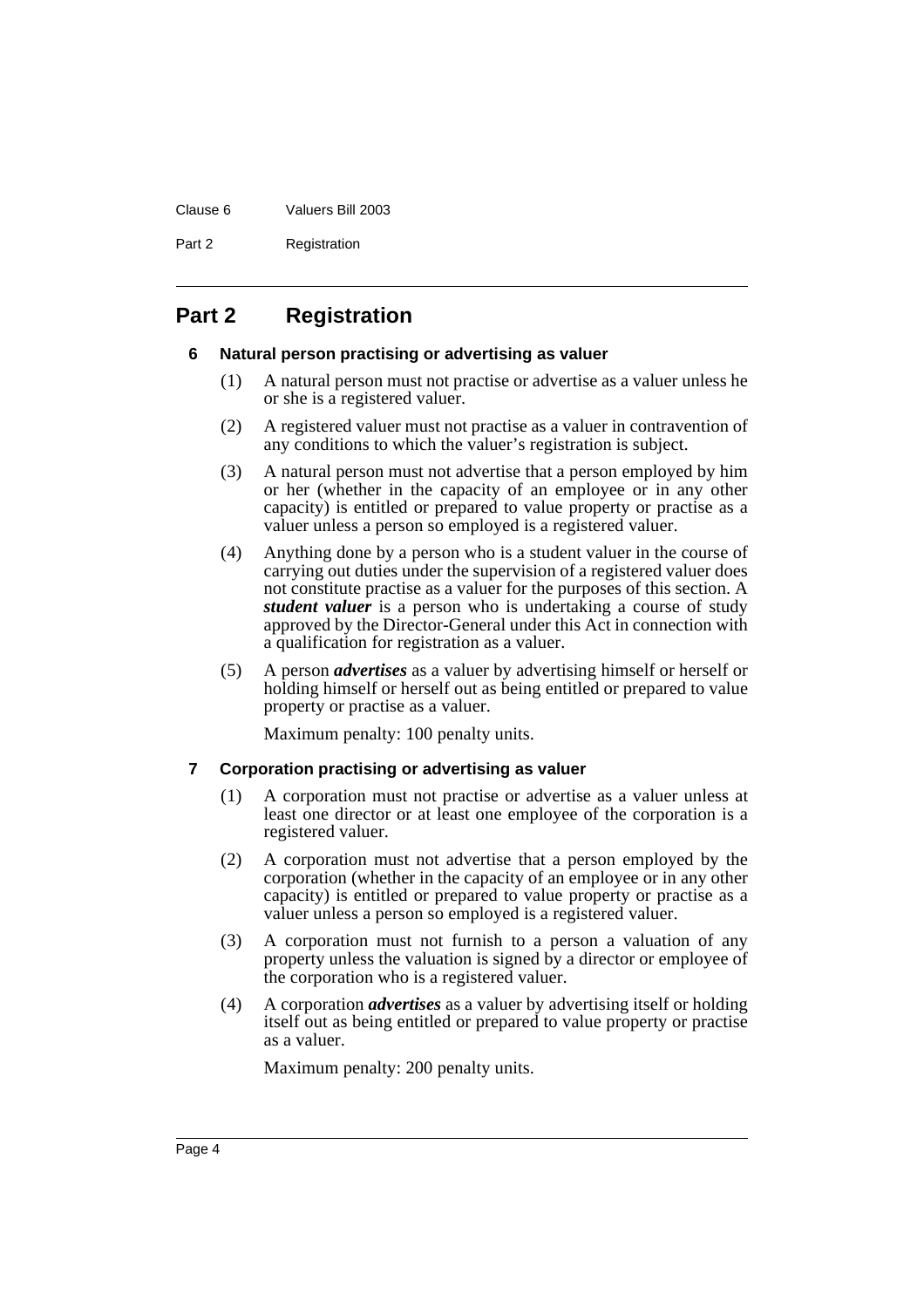# Part 2 Registration

### 6 Natural person practising or advertising as valuer

(1) A natural person must not practise or advertise as a valuer unless he or she is a registered valuer.

(2) A registered valuer must not practise as a valuer in contravention of any conditions to which the valuer's registration is subject.

(3) A natural person must not advertise that a person employed by him or her (whether in the capacity of an employee or in any other capacity) is entitled or prepared to value property or practise as a valuer unless a person so employed is a registered valuer.

(4) Anything done by a person who is a student valuer in the course of carrying out duties under the supervision of a registered valuer does not constitute practise as a valuer for the purposes of this section. A ***student valuer*** is a person who is undertaking a course of study approved by the Director-General under this Act in connection with a qualification for registration as a valuer.

(5) A person ***advertises*** as a valuer by advertising himself or herself or holding himself or herself out as being entitled or prepared to value property or practise as a valuer.

Maximum penalty: 100 penalty units.

### 7 Corporation practising or advertising as valuer

(1) A corporation must not practise or advertise as a valuer unless at least one director or at least one employee of the corporation is a registered valuer.

(2) A corporation must not advertise that a person employed by the corporation (whether in the capacity of an employee or in any other capacity) is entitled or prepared to value property or practise as a valuer unless a person so employed is a registered valuer.

(3) A corporation must not furnish to a person a valuation of any property unless the valuation is signed by a director or employee of the corporation who is a registered valuer.

(4) A corporation ***advertises*** as a valuer by advertising itself or holding itself out as being entitled or prepared to value property or practise as a valuer.

Maximum penalty: 200 penalty units.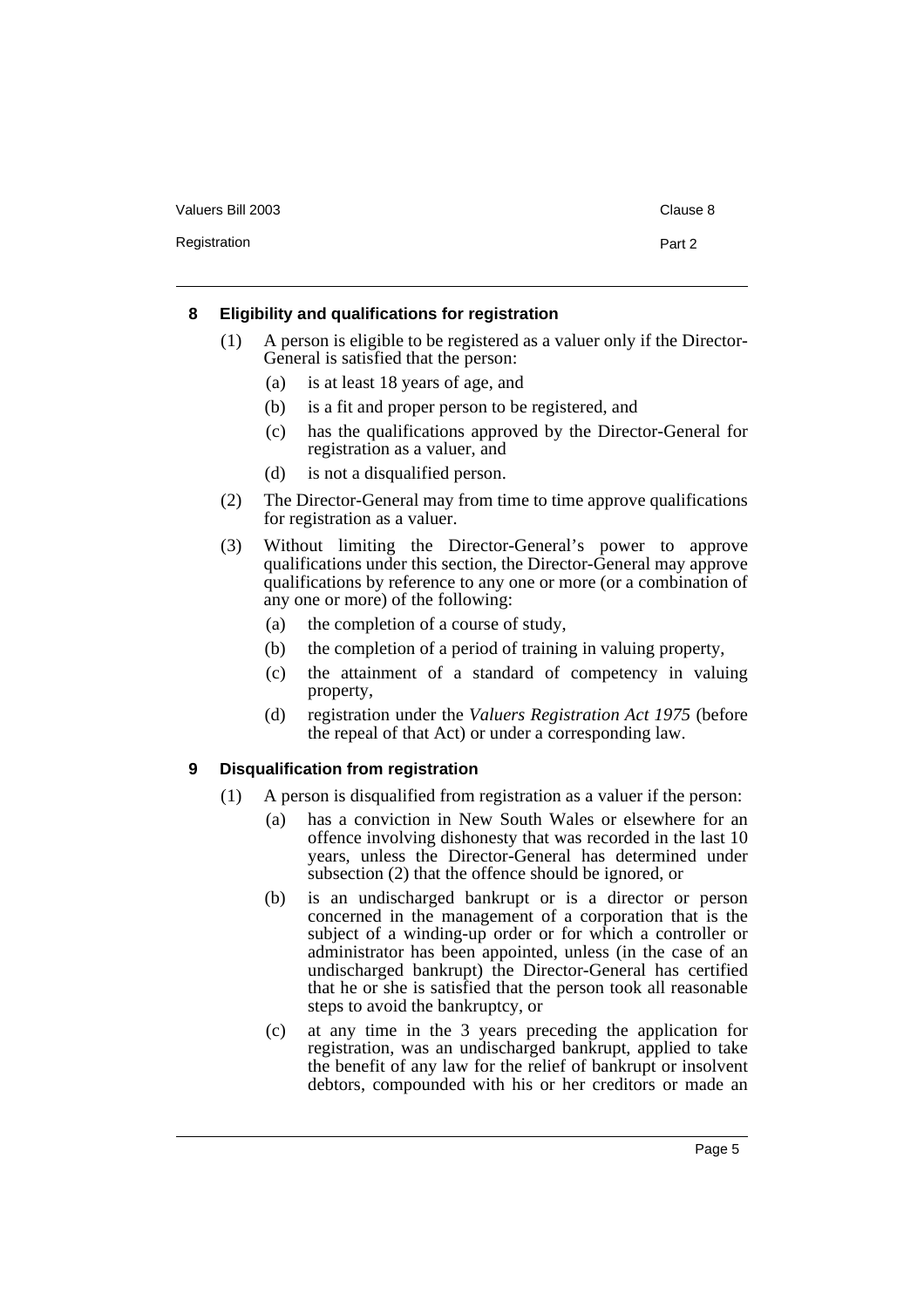### 8 Eligibility and qualifications for registration

(1) A person is eligible to be registered as a valuer only if the Director-General is satisfied that the person:

- (a) is at least 18 years of age, and
- (b) is a fit and proper person to be registered, and
- (c) has the qualifications approved by the Director-General for registration as a valuer, and
- (d) is not a disqualified person.

(2) The Director-General may from time to time approve qualifications for registration as a valuer.

(3) Without limiting the Director-General's power to approve qualifications under this section, the Director-General may approve qualifications by reference to any one or more (or a combination of any one or more) of the following:

- (a) the completion of a course of study,
- (b) the completion of a period of training in valuing property,
- (c) the attainment of a standard of competency in valuing property,
- (d) registration under the *Valuers Registration Act 1975* (before the repeal of that Act) or under a corresponding law.

### 9 Disqualification from registration

(1) A person is disqualified from registration as a valuer if the person:

- (a) has a conviction in New South Wales or elsewhere for an offence involving dishonesty that was recorded in the last 10 years, unless the Director-General has determined under subsection (2) that the offence should be ignored, or
- (b) is an undischarged bankrupt or is a director or person concerned in the management of a corporation that is the subject of a winding-up order or for which a controller or administrator has been appointed, unless (in the case of an undischarged bankrupt) the Director-General has certified that he or she is satisfied that the person took all reasonable steps to avoid the bankruptcy, or
- (c) at any time in the 3 years preceding the application for registration, was an undischarged bankrupt, applied to take the benefit of any law for the relief of bankrupt or insolvent debtors, compounded with his or her creditors or made an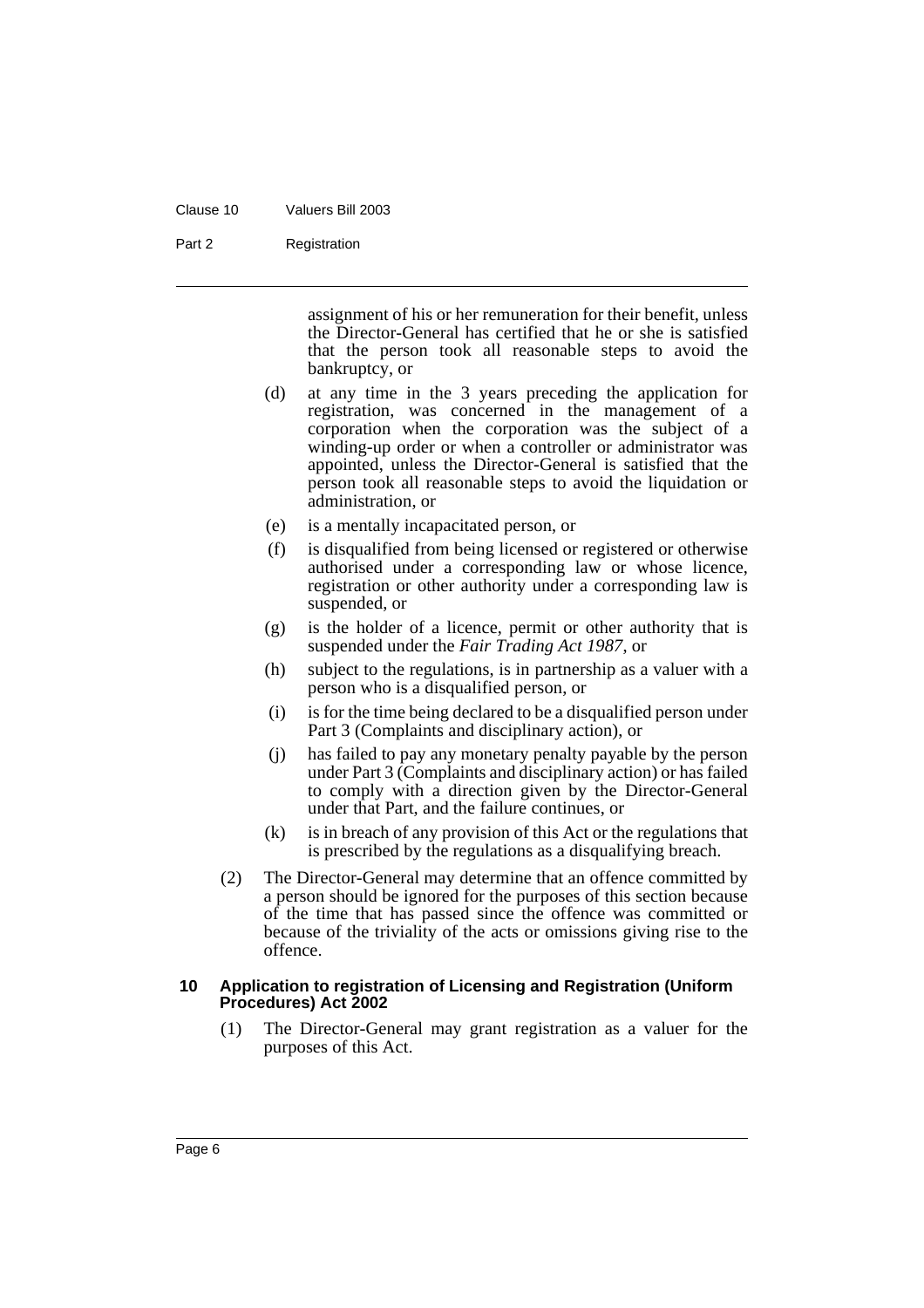assignment of his or her remuneration for their benefit, unless the Director-General has certified that he or she is satisfied that the person took all reasonable steps to avoid the bankruptcy, or

(d) at any time in the 3 years preceding the application for registration, was concerned in the management of a corporation when the corporation was the subject of a winding-up order or when a controller or administrator was appointed, unless the Director-General is satisfied that the person took all reasonable steps to avoid the liquidation or administration, or

(e) is a mentally incapacitated person, or

(f) is disqualified from being licensed or registered or otherwise authorised under a corresponding law or whose licence, registration or other authority under a corresponding law is suspended, or

(g) is the holder of a licence, permit or other authority that is suspended under the *Fair Trading Act 1987*, or

(h) subject to the regulations, is in partnership as a valuer with a person who is a disqualified person, or

(i) is for the time being declared to be a disqualified person under Part 3 (Complaints and disciplinary action), or

(j) has failed to pay any monetary penalty payable by the person under Part 3 (Complaints and disciplinary action) or has failed to comply with a direction given by the Director-General under that Part, and the failure continues, or

(k) is in breach of any provision of this Act or the regulations that is prescribed by the regulations as a disqualifying breach.

(2) The Director-General may determine that an offence committed by a person should be ignored for the purposes of this section because of the time that has passed since the offence was committed or because of the triviality of the acts or omissions giving rise to the offence.

### 10 Application to registration of Licensing and Registration (Uniform Procedures) Act 2002

(1) The Director-General may grant registration as a valuer for the purposes of this Act.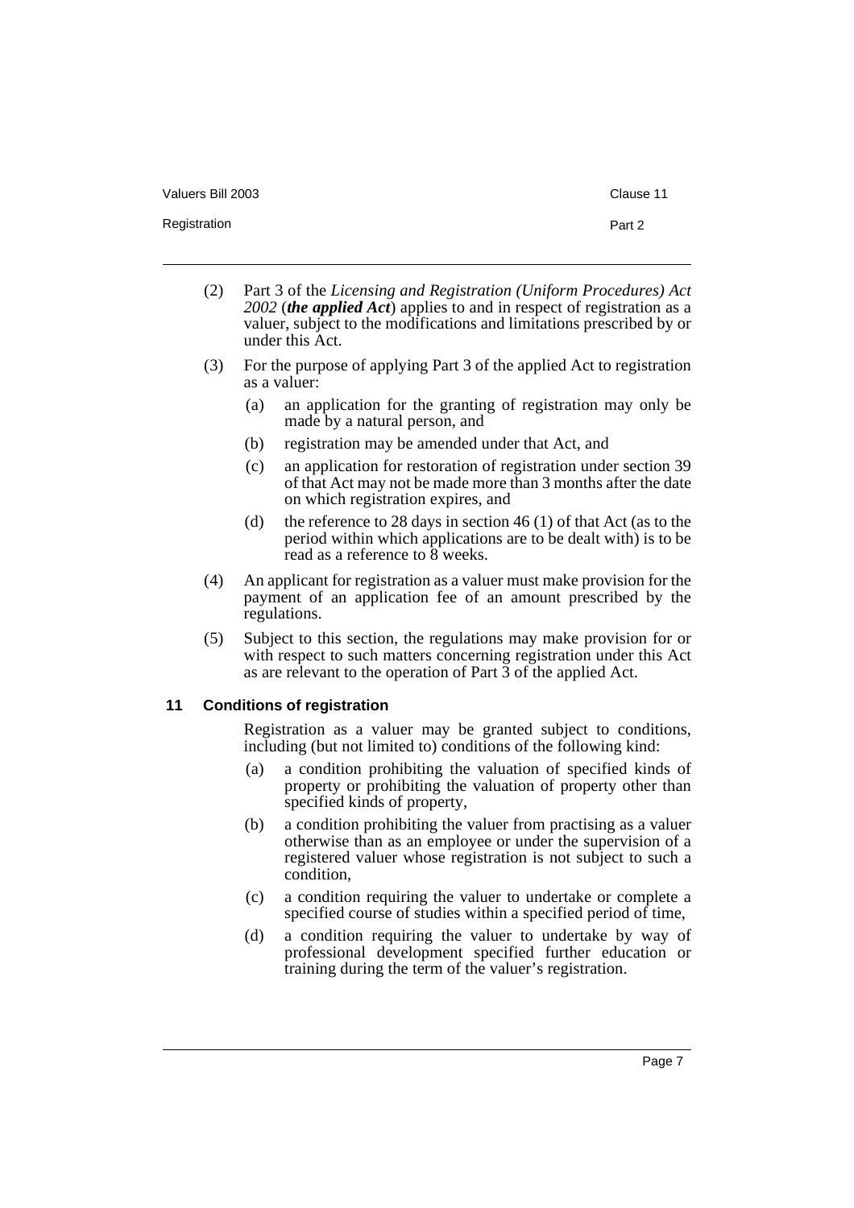(2) Part 3 of the *Licensing and Registration (Uniform Procedures) Act 2002* (***the applied Act***) applies to and in respect of registration as a valuer, subject to the modifications and limitations prescribed by or under this Act.

(3) For the purpose of applying Part 3 of the applied Act to registration as a valuer:

- (a) an application for the granting of registration may only be made by a natural person, and
- (b) registration may be amended under that Act, and
- (c) an application for restoration of registration under section 39 of that Act may not be made more than 3 months after the date on which registration expires, and
- (d) the reference to 28 days in section 46 (1) of that Act (as to the period within which applications are to be dealt with) is to be read as a reference to 8 weeks.

(4) An applicant for registration as a valuer must make provision for the payment of an application fee of an amount prescribed by the regulations.

(5) Subject to this section, the regulations may make provision for or with respect to such matters concerning registration under this Act as are relevant to the operation of Part 3 of the applied Act.

### 11 Conditions of registration

Registration as a valuer may be granted subject to conditions, including (but not limited to) conditions of the following kind:

- (a) a condition prohibiting the valuation of specified kinds of property or prohibiting the valuation of property other than specified kinds of property,
- (b) a condition prohibiting the valuer from practising as a valuer otherwise than as an employee or under the supervision of a registered valuer whose registration is not subject to such a condition,
- (c) a condition requiring the valuer to undertake or complete a specified course of studies within a specified period of time,
- (d) a condition requiring the valuer to undertake by way of professional development specified further education or training during the term of the valuer's registration.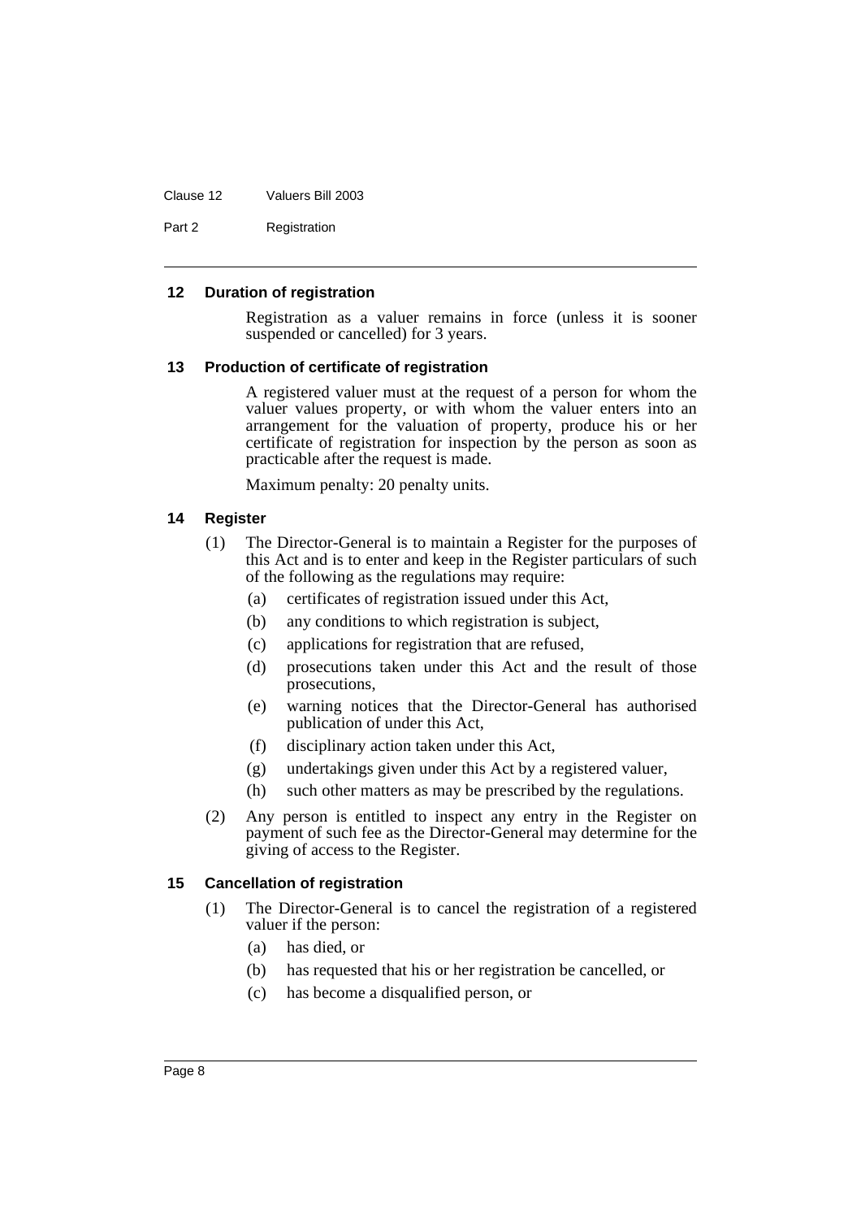### 12 Duration of registration

Registration as a valuer remains in force (unless it is sooner suspended or cancelled) for 3 years.

### 13 Production of certificate of registration

A registered valuer must at the request of a person for whom the valuer values property, or with whom the valuer enters into an arrangement for the valuation of property, produce his or her certificate of registration for inspection by the person as soon as practicable after the request is made.

Maximum penalty: 20 penalty units.

### 14 Register

(1) The Director-General is to maintain a Register for the purposes of this Act and is to enter and keep in the Register particulars of such of the following as the regulations may require:

(a) certificates of registration issued under this Act,

(b) any conditions to which registration is subject,

(c) applications for registration that are refused,

(d) prosecutions taken under this Act and the result of those prosecutions,

(e) warning notices that the Director-General has authorised publication of under this Act,

(f) disciplinary action taken under this Act,

(g) undertakings given under this Act by a registered valuer,

(h) such other matters as may be prescribed by the regulations.

(2) Any person is entitled to inspect any entry in the Register on payment of such fee as the Director-General may determine for the giving of access to the Register.

### 15 Cancellation of registration

(1) The Director-General is to cancel the registration of a registered valuer if the person:

(a) has died, or

(b) has requested that his or her registration be cancelled, or

(c) has become a disqualified person, or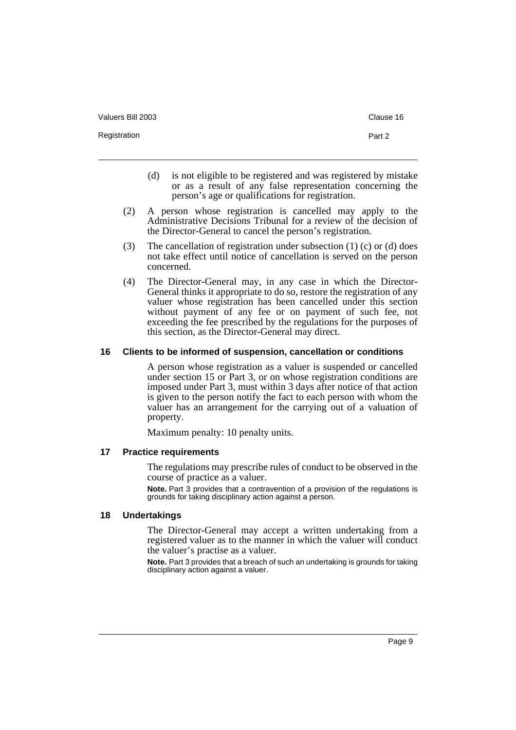(d) is not eligible to be registered and was registered by mistake or as a result of any false representation concerning the person's age or qualifications for registration.

(2) A person whose registration is cancelled may apply to the Administrative Decisions Tribunal for a review of the decision of the Director-General to cancel the person's registration.

(3) The cancellation of registration under subsection (1) (c) or (d) does not take effect until notice of cancellation is served on the person concerned.

(4) The Director-General may, in any case in which the Director-General thinks it appropriate to do so, restore the registration of any valuer whose registration has been cancelled under this section without payment of any fee or on payment of such fee, not exceeding the fee prescribed by the regulations for the purposes of this section, as the Director-General may direct.

### 16 Clients to be informed of suspension, cancellation or conditions

A person whose registration as a valuer is suspended or cancelled under section 15 or Part 3, or on whose registration conditions are imposed under Part 3, must within 3 days after notice of that action is given to the person notify the fact to each person with whom the valuer has an arrangement for the carrying out of a valuation of property.

Maximum penalty: 10 penalty units.

### 17 Practice requirements

The regulations may prescribe rules of conduct to be observed in the course of practice as a valuer.

**Note.** Part 3 provides that a contravention of a provision of the regulations is grounds for taking disciplinary action against a person.

### 18 Undertakings

The Director-General may accept a written undertaking from a registered valuer as to the manner in which the valuer will conduct the valuer's practise as a valuer.

**Note.** Part 3 provides that a breach of such an undertaking is grounds for taking disciplinary action against a valuer.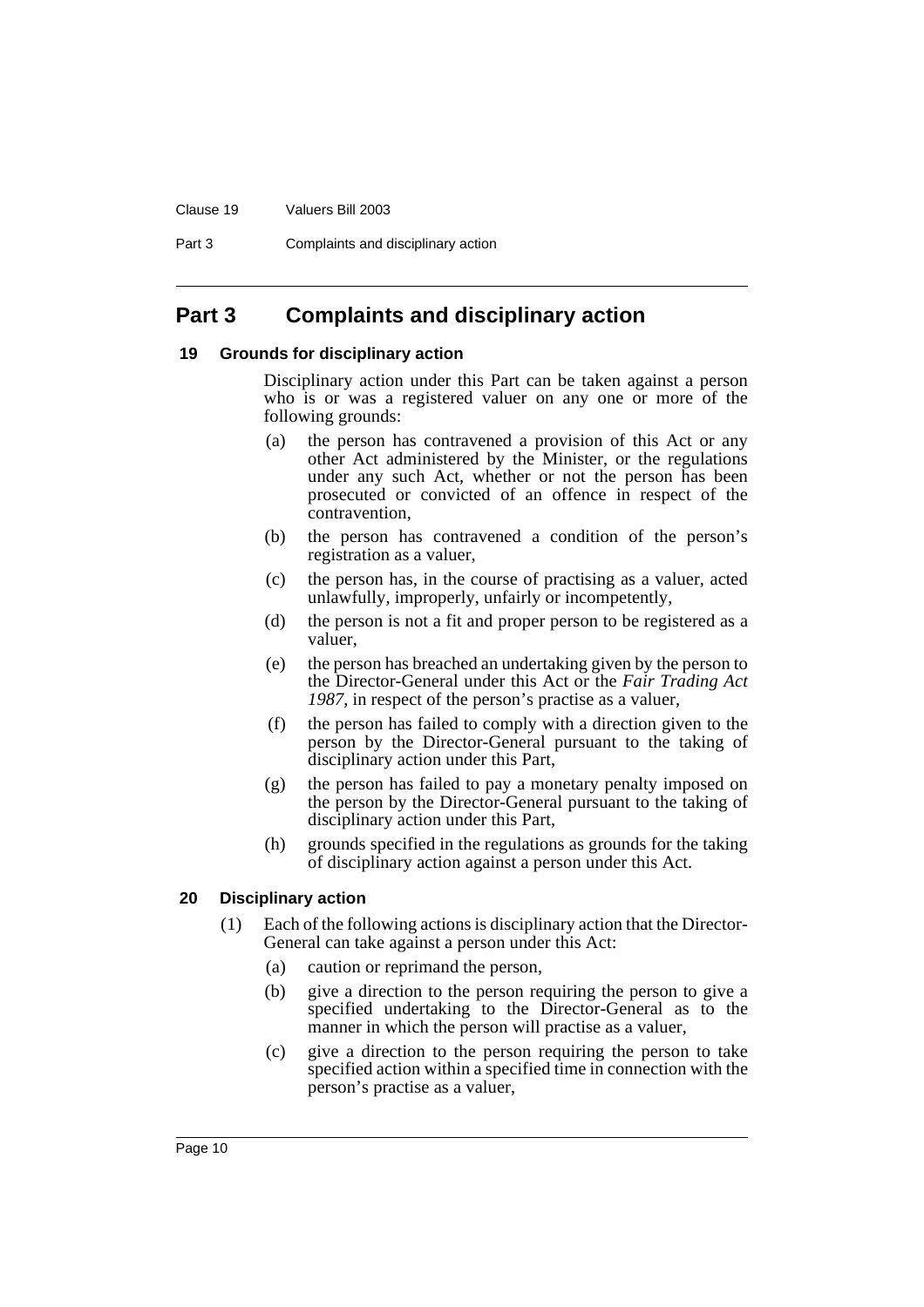# Part 3 Complaints and disciplinary action

## 19 Grounds for disciplinary action

Disciplinary action under this Part can be taken against a person who is or was a registered valuer on any one or more of the following grounds:

(a) the person has contravened a provision of this Act or any other Act administered by the Minister, or the regulations under any such Act, whether or not the person has been prosecuted or convicted of an offence in respect of the contravention,

(b) the person has contravened a condition of the person's registration as a valuer,

(c) the person has, in the course of practising as a valuer, acted unlawfully, improperly, unfairly or incompetently,

(d) the person is not a fit and proper person to be registered as a valuer,

(e) the person has breached an undertaking given by the person to the Director-General under this Act or the *Fair Trading Act 1987*, in respect of the person's practise as a valuer,

(f) the person has failed to comply with a direction given to the person by the Director-General pursuant to the taking of disciplinary action under this Part,

(g) the person has failed to pay a monetary penalty imposed on the person by the Director-General pursuant to the taking of disciplinary action under this Part,

(h) grounds specified in the regulations as grounds for the taking of disciplinary action against a person under this Act.

## 20 Disciplinary action

(1) Each of the following actions is disciplinary action that the Director-General can take against a person under this Act:

(a) caution or reprimand the person,

(b) give a direction to the person requiring the person to give a specified undertaking to the Director-General as to the manner in which the person will practise as a valuer,

(c) give a direction to the person requiring the person to take specified action within a specified time in connection with the person's practise as a valuer,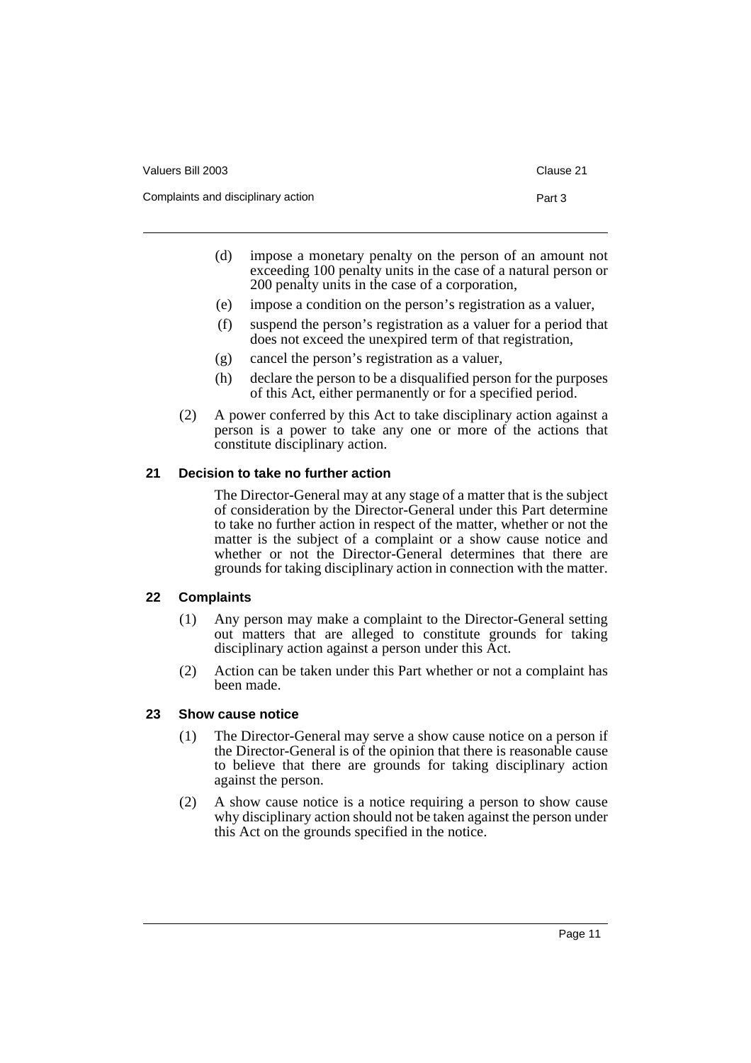(d) impose a monetary penalty on the person of an amount not exceeding 100 penalty units in the case of a natural person or 200 penalty units in the case of a corporation,

(e) impose a condition on the person's registration as a valuer,

(f) suspend the person's registration as a valuer for a period that does not exceed the unexpired term of that registration,

(g) cancel the person's registration as a valuer,

(h) declare the person to be a disqualified person for the purposes of this Act, either permanently or for a specified period.

(2) A power conferred by this Act to take disciplinary action against a person is a power to take any one or more of the actions that constitute disciplinary action.

### 21 Decision to take no further action

The Director-General may at any stage of a matter that is the subject of consideration by the Director-General under this Part determine to take no further action in respect of the matter, whether or not the matter is the subject of a complaint or a show cause notice and whether or not the Director-General determines that there are grounds for taking disciplinary action in connection with the matter.

### 22 Complaints

(1) Any person may make a complaint to the Director-General setting out matters that are alleged to constitute grounds for taking disciplinary action against a person under this Act.

(2) Action can be taken under this Part whether or not a complaint has been made.

### 23 Show cause notice

(1) The Director-General may serve a show cause notice on a person if the Director-General is of the opinion that there is reasonable cause to believe that there are grounds for taking disciplinary action against the person.

(2) A show cause notice is a notice requiring a person to show cause why disciplinary action should not be taken against the person under this Act on the grounds specified in the notice.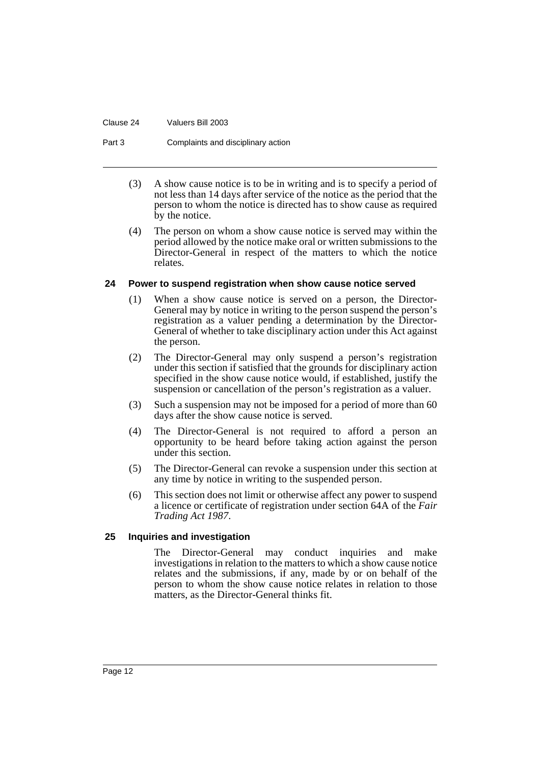(3) A show cause notice is to be in writing and is to specify a period of not less than 14 days after service of the notice as the period that the person to whom the notice is directed has to show cause as required by the notice.

(4) The person on whom a show cause notice is served may within the period allowed by the notice make oral or written submissions to the Director-General in respect of the matters to which the notice relates.

### 24 Power to suspend registration when show cause notice served

(1) When a show cause notice is served on a person, the Director-General may by notice in writing to the person suspend the person's registration as a valuer pending a determination by the Director-General of whether to take disciplinary action under this Act against the person.

(2) The Director-General may only suspend a person's registration under this section if satisfied that the grounds for disciplinary action specified in the show cause notice would, if established, justify the suspension or cancellation of the person's registration as a valuer.

(3) Such a suspension may not be imposed for a period of more than 60 days after the show cause notice is served.

(4) The Director-General is not required to afford a person an opportunity to be heard before taking action against the person under this section.

(5) The Director-General can revoke a suspension under this section at any time by notice in writing to the suspended person.

(6) This section does not limit or otherwise affect any power to suspend a licence or certificate of registration under section 64A of the *Fair Trading Act 1987*.

### 25 Inquiries and investigation

The Director-General may conduct inquiries and make investigations in relation to the matters to which a show cause notice relates and the submissions, if any, made by or on behalf of the person to whom the show cause notice relates in relation to those matters, as the Director-General thinks fit.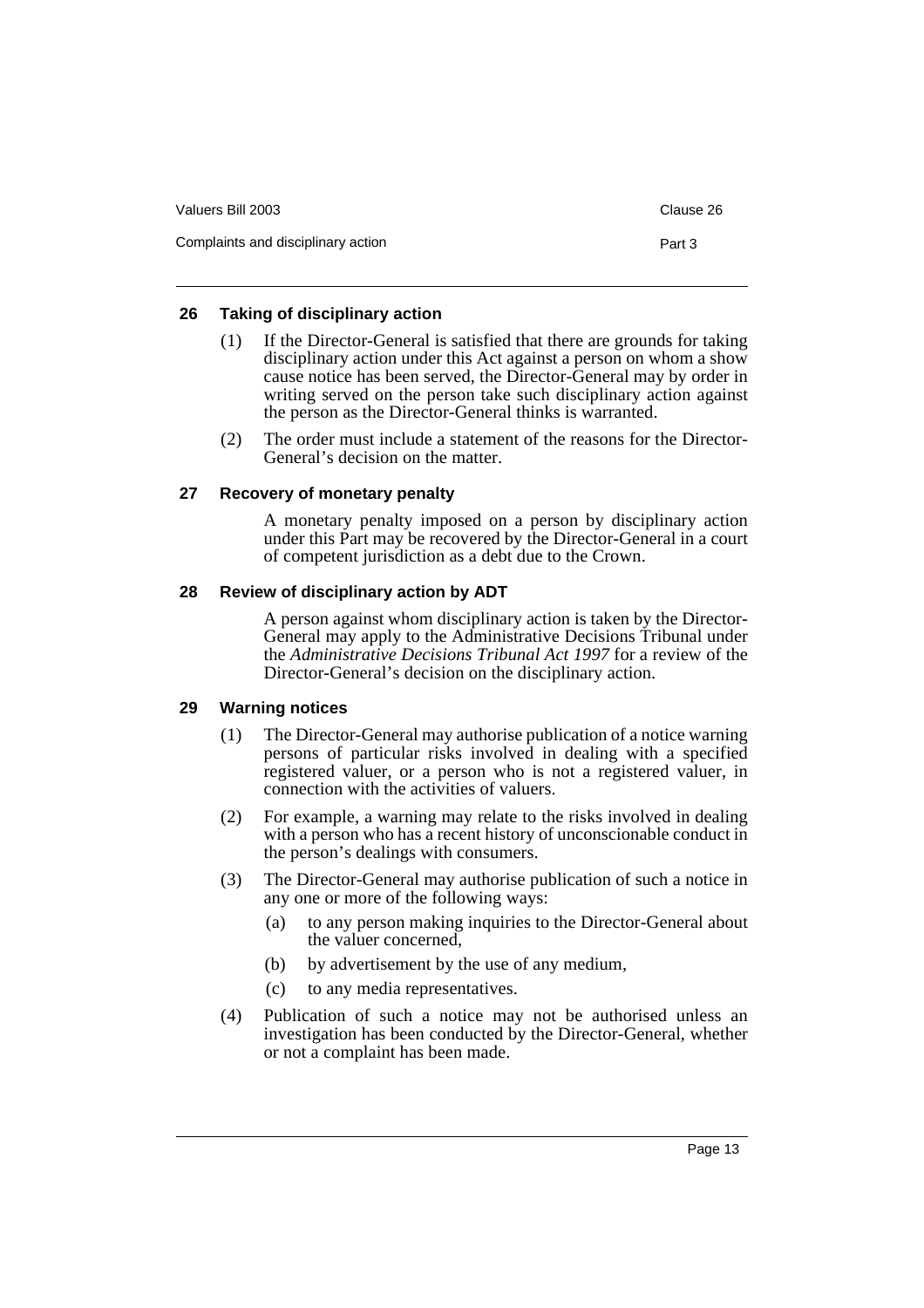### 26 Taking of disciplinary action

(1) If the Director-General is satisfied that there are grounds for taking disciplinary action under this Act against a person on whom a show cause notice has been served, the Director-General may by order in writing served on the person take such disciplinary action against the person as the Director-General thinks is warranted.

(2) The order must include a statement of the reasons for the Director-General's decision on the matter.

### 27 Recovery of monetary penalty

A monetary penalty imposed on a person by disciplinary action under this Part may be recovered by the Director-General in a court of competent jurisdiction as a debt due to the Crown.

### 28 Review of disciplinary action by ADT

A person against whom disciplinary action is taken by the Director-General may apply to the Administrative Decisions Tribunal under the *Administrative Decisions Tribunal Act 1997* for a review of the Director-General's decision on the disciplinary action.

### 29 Warning notices

(1) The Director-General may authorise publication of a notice warning persons of particular risks involved in dealing with a specified registered valuer, or a person who is not a registered valuer, in connection with the activities of valuers.

(2) For example, a warning may relate to the risks involved in dealing with a person who has a recent history of unconscionable conduct in the person's dealings with consumers.

(3) The Director-General may authorise publication of such a notice in any one or more of the following ways:

- (a) to any person making inquiries to the Director-General about the valuer concerned,
- (b) by advertisement by the use of any medium,
- (c) to any media representatives.

(4) Publication of such a notice may not be authorised unless an investigation has been conducted by the Director-General, whether or not a complaint has been made.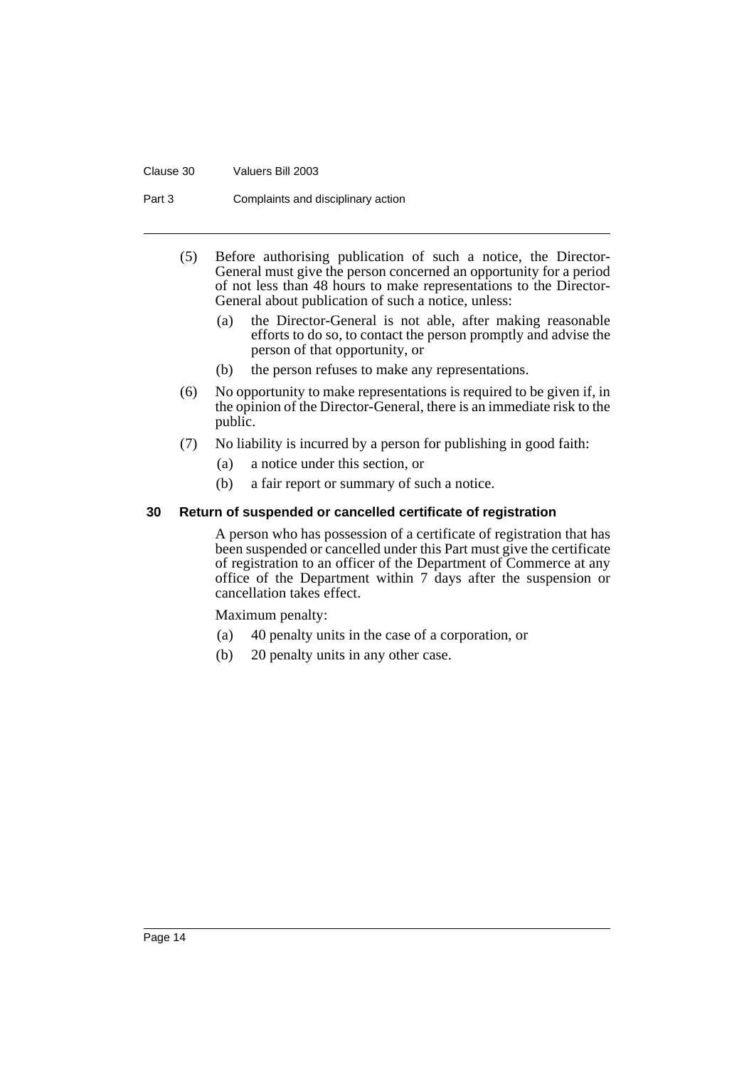(5) Before authorising publication of such a notice, the Director-General must give the person concerned an opportunity for a period of not less than 48 hours to make representations to the Director-General about publication of such a notice, unless:

   (a) the Director-General is not able, after making reasonable efforts to do so, to contact the person promptly and advise the person of that opportunity, or

   (b) the person refuses to make any representations.

(6) No opportunity to make representations is required to be given if, in the opinion of the Director-General, there is an immediate risk to the public.

(7) No liability is incurred by a person for publishing in good faith:

   (a) a notice under this section, or

   (b) a fair report or summary of such a notice.

### 30 Return of suspended or cancelled certificate of registration

A person who has possession of a certificate of registration that has been suspended or cancelled under this Part must give the certificate of registration to an officer of the Department of Commerce at any office of the Department within 7 days after the suspension or cancellation takes effect.

Maximum penalty:

(a) 40 penalty units in the case of a corporation, or

(b) 20 penalty units in any other case.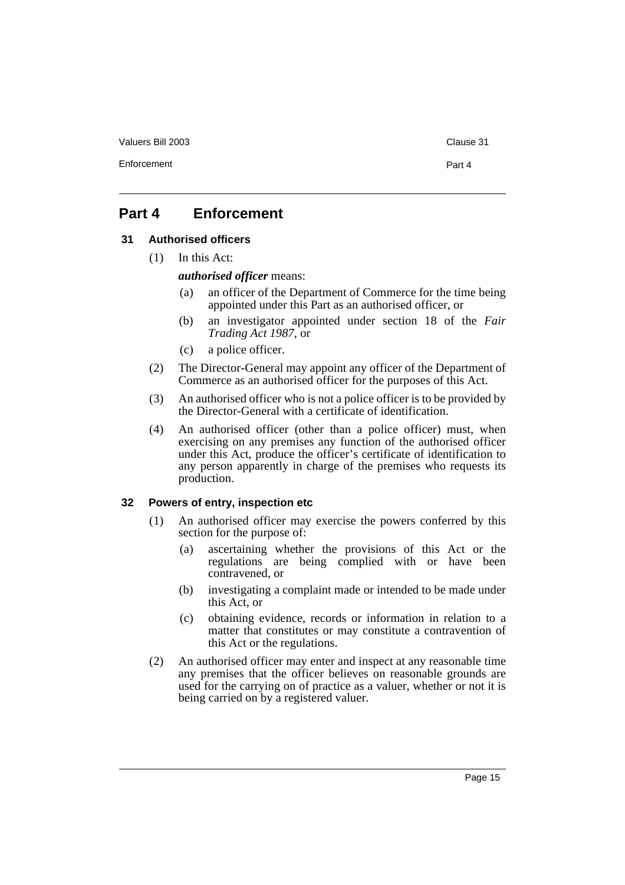## Part 4 Enforcement

### 31 Authorised officers

(1) In this Act:

***authorised officer*** means:

- (a) an officer of the Department of Commerce for the time being appointed under this Part as an authorised officer, or
- (b) an investigator appointed under section 18 of the *Fair Trading Act 1987*, or
- (c) a police officer.

(2) The Director-General may appoint any officer of the Department of Commerce as an authorised officer for the purposes of this Act.

(3) An authorised officer who is not a police officer is to be provided by the Director-General with a certificate of identification.

(4) An authorised officer (other than a police officer) must, when exercising on any premises any function of the authorised officer under this Act, produce the officer's certificate of identification to any person apparently in charge of the premises who requests its production.

### 32 Powers of entry, inspection etc

(1) An authorised officer may exercise the powers conferred by this section for the purpose of:

- (a) ascertaining whether the provisions of this Act or the regulations are being complied with or have been contravened, or
- (b) investigating a complaint made or intended to be made under this Act, or
- (c) obtaining evidence, records or information in relation to a matter that constitutes or may constitute a contravention of this Act or the regulations.

(2) An authorised officer may enter and inspect at any reasonable time any premises that the officer believes on reasonable grounds are used for the carrying on of practice as a valuer, whether or not it is being carried on by a registered valuer.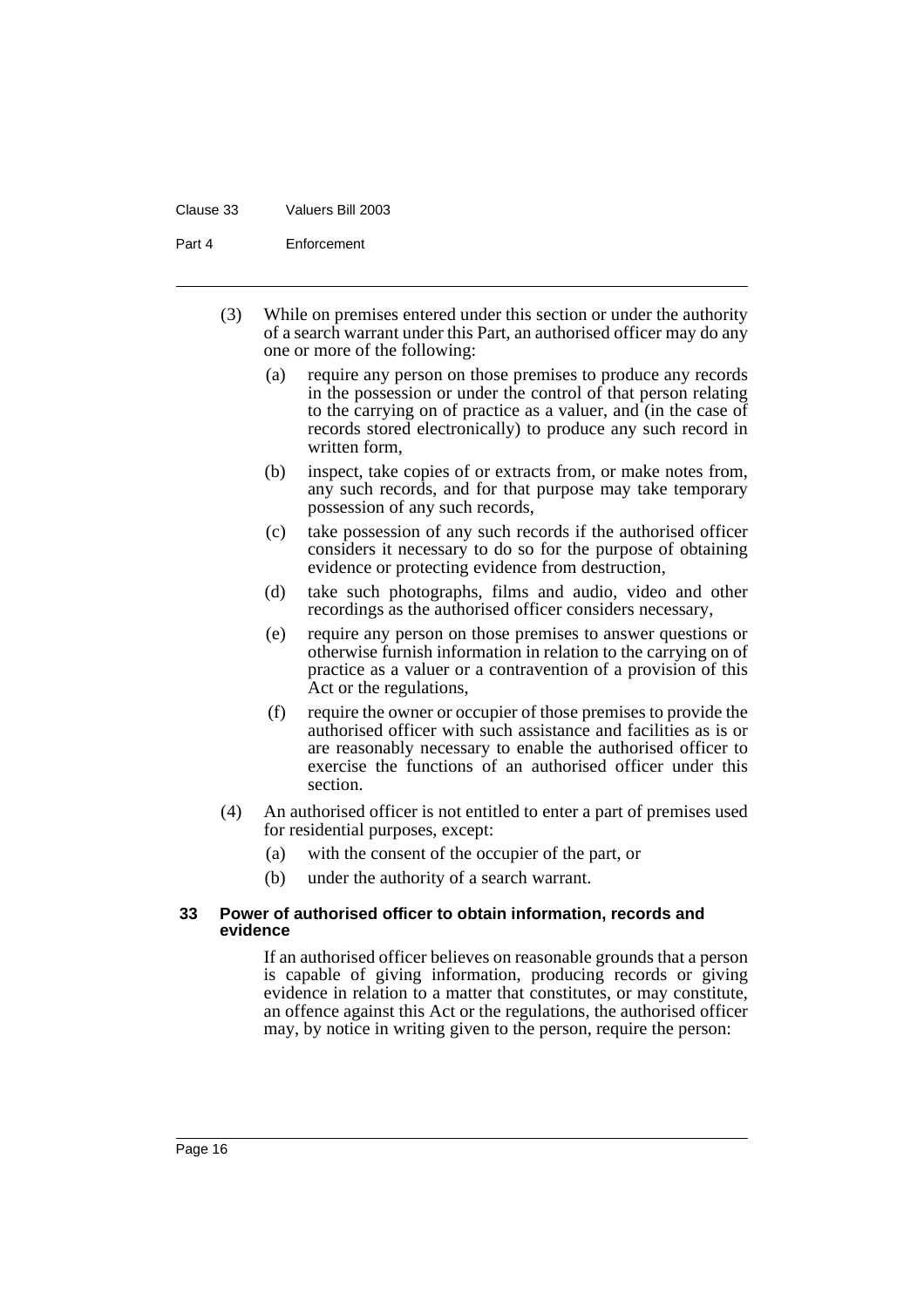(3) While on premises entered under this section or under the authority of a search warrant under this Part, an authorised officer may do any one or more of the following:

- (a) require any person on those premises to produce any records in the possession or under the control of that person relating to the carrying on of practice as a valuer, and (in the case of records stored electronically) to produce any such record in written form,
- (b) inspect, take copies of or extracts from, or make notes from, any such records, and for that purpose may take temporary possession of any such records,
- (c) take possession of any such records if the authorised officer considers it necessary to do so for the purpose of obtaining evidence or protecting evidence from destruction,
- (d) take such photographs, films and audio, video and other recordings as the authorised officer considers necessary,
- (e) require any person on those premises to answer questions or otherwise furnish information in relation to the carrying on of practice as a valuer or a contravention of a provision of this Act or the regulations,
- (f) require the owner or occupier of those premises to provide the authorised officer with such assistance and facilities as is or are reasonably necessary to enable the authorised officer to exercise the functions of an authorised officer under this section.

(4) An authorised officer is not entitled to enter a part of premises used for residential purposes, except:

- (a) with the consent of the occupier of the part, or
- (b) under the authority of a search warrant.

### 33 Power of authorised officer to obtain information, records and evidence

If an authorised officer believes on reasonable grounds that a person is capable of giving information, producing records or giving evidence in relation to a matter that constitutes, or may constitute, an offence against this Act or the regulations, the authorised officer may, by notice in writing given to the person, require the person: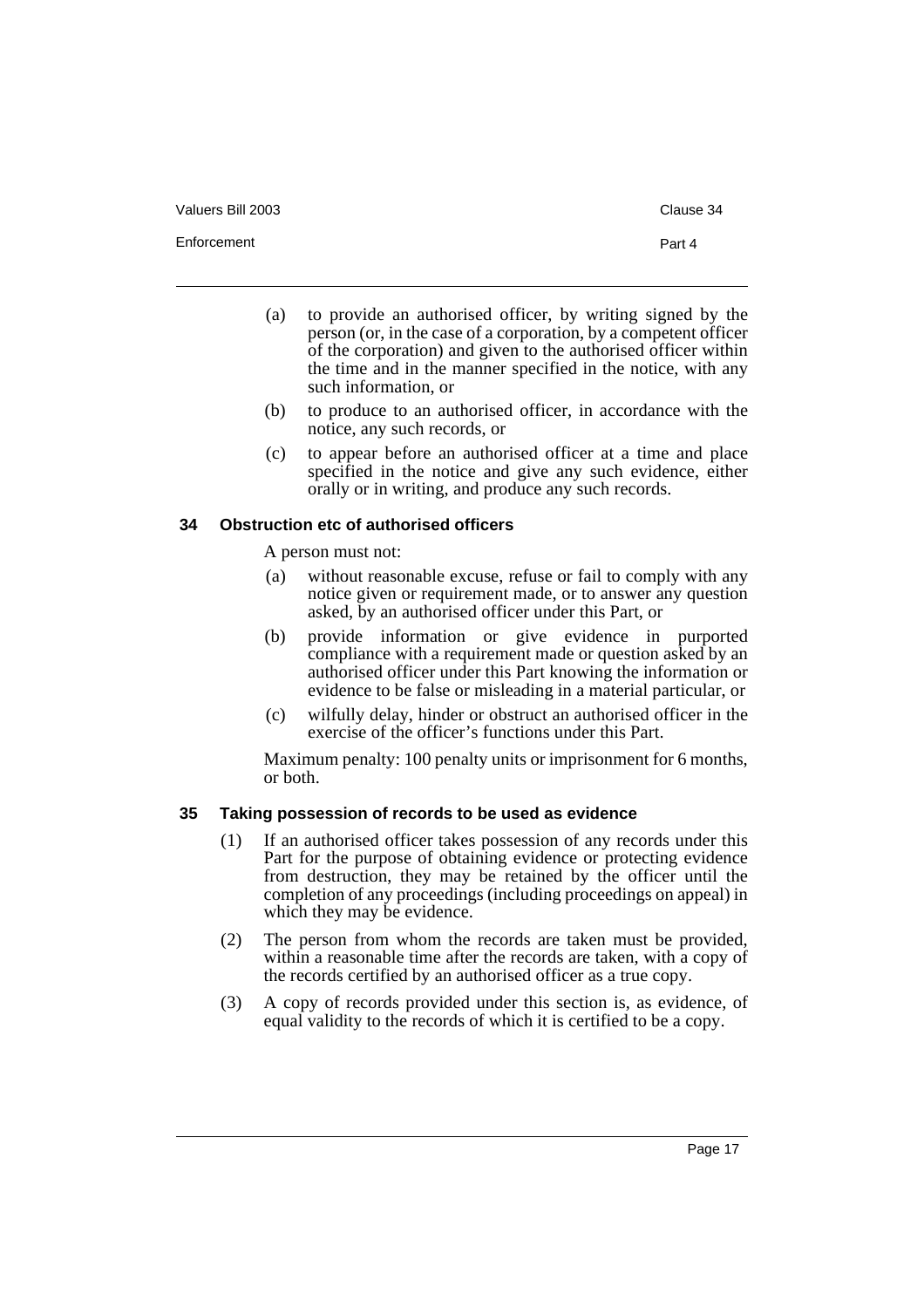(a) to provide an authorised officer, by writing signed by the person (or, in the case of a corporation, by a competent officer of the corporation) and given to the authorised officer within the time and in the manner specified in the notice, with any such information, or

(b) to produce to an authorised officer, in accordance with the notice, any such records, or

(c) to appear before an authorised officer at a time and place specified in the notice and give any such evidence, either orally or in writing, and produce any such records.

### 34 Obstruction etc of authorised officers

A person must not:

(a) without reasonable excuse, refuse or fail to comply with any notice given or requirement made, or to answer any question asked, by an authorised officer under this Part, or

(b) provide information or give evidence in purported compliance with a requirement made or question asked by an authorised officer under this Part knowing the information or evidence to be false or misleading in a material particular, or

(c) wilfully delay, hinder or obstruct an authorised officer in the exercise of the officer's functions under this Part.

Maximum penalty: 100 penalty units or imprisonment for 6 months, or both.

### 35 Taking possession of records to be used as evidence

(1) If an authorised officer takes possession of any records under this Part for the purpose of obtaining evidence or protecting evidence from destruction, they may be retained by the officer until the completion of any proceedings (including proceedings on appeal) in which they may be evidence.

(2) The person from whom the records are taken must be provided, within a reasonable time after the records are taken, with a copy of the records certified by an authorised officer as a true copy.

(3) A copy of records provided under this section is, as evidence, of equal validity to the records of which it is certified to be a copy.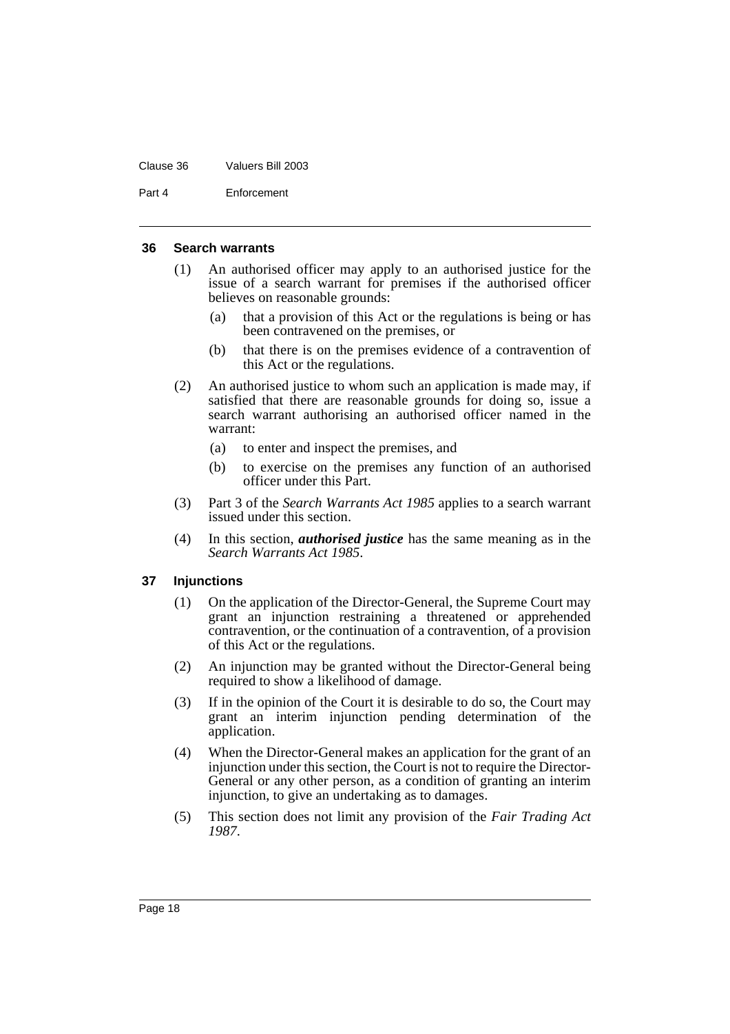### 36 Search warrants

(1) An authorised officer may apply to an authorised justice for the issue of a search warrant for premises if the authorised officer believes on reasonable grounds:

(a) that a provision of this Act or the regulations is being or has been contravened on the premises, or

(b) that there is on the premises evidence of a contravention of this Act or the regulations.

(2) An authorised justice to whom such an application is made may, if satisfied that there are reasonable grounds for doing so, issue a search warrant authorising an authorised officer named in the warrant:

(a) to enter and inspect the premises, and

(b) to exercise on the premises any function of an authorised officer under this Part.

(3) Part 3 of the *Search Warrants Act 1985* applies to a search warrant issued under this section.

(4) In this section, ***authorised justice*** has the same meaning as in the *Search Warrants Act 1985*.

### 37 Injunctions

(1) On the application of the Director-General, the Supreme Court may grant an injunction restraining a threatened or apprehended contravention, or the continuation of a contravention, of a provision of this Act or the regulations.

(2) An injunction may be granted without the Director-General being required to show a likelihood of damage.

(3) If in the opinion of the Court it is desirable to do so, the Court may grant an interim injunction pending determination of the application.

(4) When the Director-General makes an application for the grant of an injunction under this section, the Court is not to require the Director-General or any other person, as a condition of granting an interim injunction, to give an undertaking as to damages.

(5) This section does not limit any provision of the *Fair Trading Act 1987*.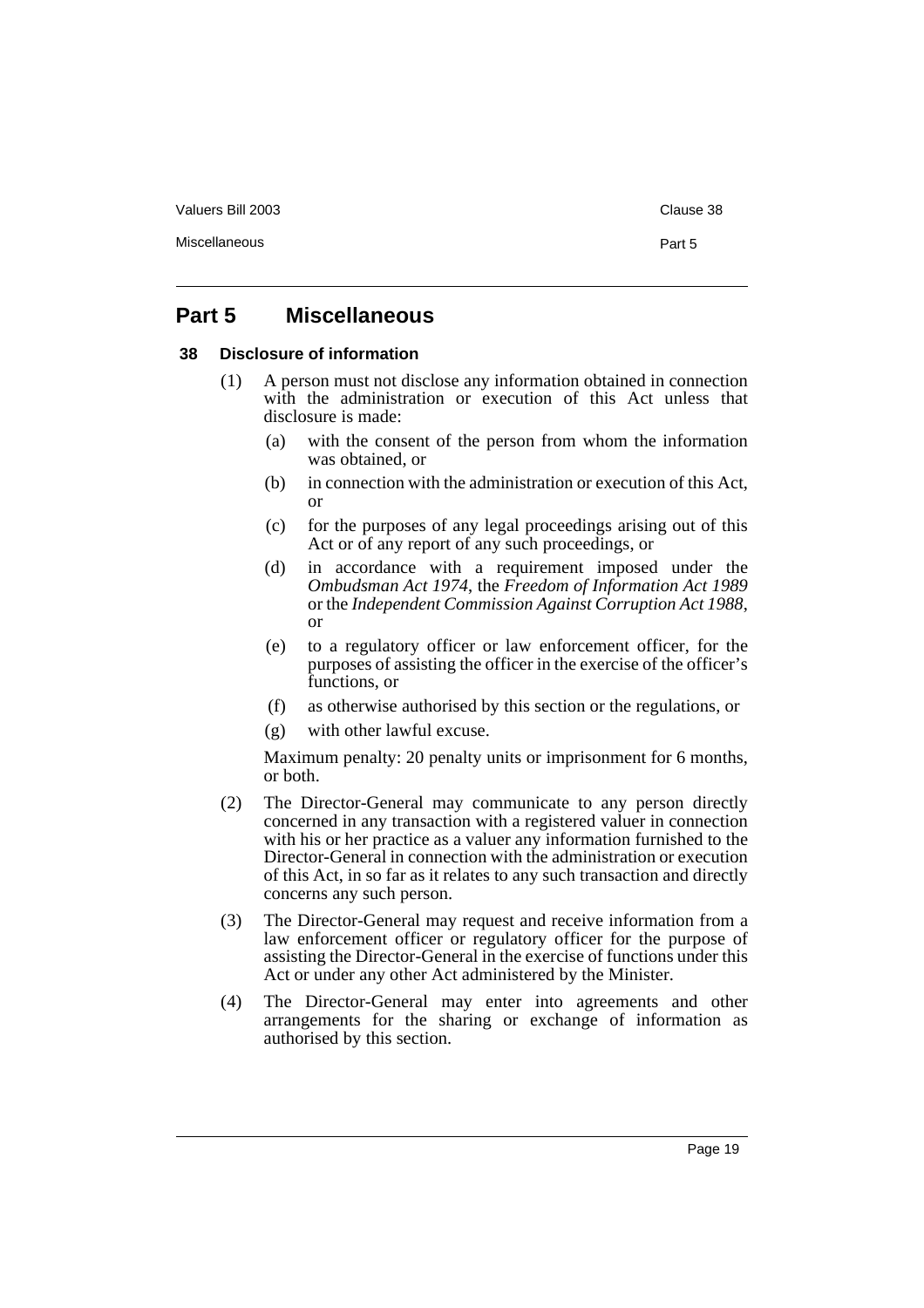## Part 5 Miscellaneous

### 38 Disclosure of information

(1) A person must not disclose any information obtained in connection with the administration or execution of this Act unless that disclosure is made:

  (a) with the consent of the person from whom the information was obtained, or

  (b) in connection with the administration or execution of this Act, or

  (c) for the purposes of any legal proceedings arising out of this Act or of any report of any such proceedings, or

  (d) in accordance with a requirement imposed under the *Ombudsman Act 1974*, the *Freedom of Information Act 1989* or the *Independent Commission Against Corruption Act 1988*, or

  (e) to a regulatory officer or law enforcement officer, for the purposes of assisting the officer in the exercise of the officer's functions, or

  (f) as otherwise authorised by this section or the regulations, or

  (g) with other lawful excuse.

Maximum penalty: 20 penalty units or imprisonment for 6 months, or both.

(2) The Director-General may communicate to any person directly concerned in any transaction with a registered valuer in connection with his or her practice as a valuer any information furnished to the Director-General in connection with the administration or execution of this Act, in so far as it relates to any such transaction and directly concerns any such person.

(3) The Director-General may request and receive information from a law enforcement officer or regulatory officer for the purpose of assisting the Director-General in the exercise of functions under this Act or under any other Act administered by the Minister.

(4) The Director-General may enter into agreements and other arrangements for the sharing or exchange of information as authorised by this section.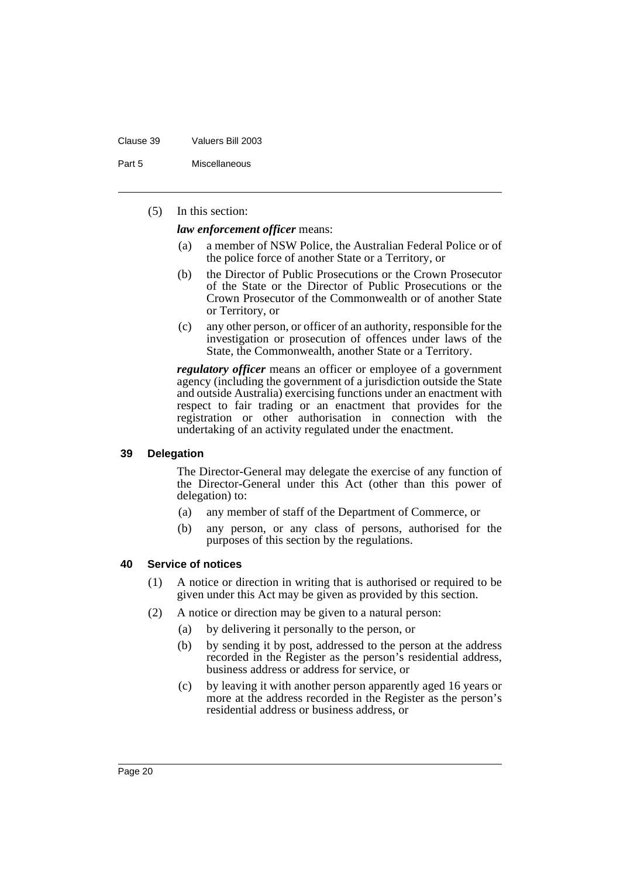(5) In this section:

***law enforcement officer*** means:

(a) a member of NSW Police, the Australian Federal Police or of the police force of another State or a Territory, or

(b) the Director of Public Prosecutions or the Crown Prosecutor of the State or the Director of Public Prosecutions or the Crown Prosecutor of the Commonwealth or of another State or Territory, or

(c) any other person, or officer of an authority, responsible for the investigation or prosecution of offences under laws of the State, the Commonwealth, another State or a Territory.

***regulatory officer*** means an officer or employee of a government agency (including the government of a jurisdiction outside the State and outside Australia) exercising functions under an enactment with respect to fair trading or an enactment that provides for the registration or other authorisation in connection with the undertaking of an activity regulated under the enactment.

### 39 Delegation

The Director-General may delegate the exercise of any function of the Director-General under this Act (other than this power of delegation) to:

(a) any member of staff of the Department of Commerce, or

(b) any person, or any class of persons, authorised for the purposes of this section by the regulations.

### 40 Service of notices

(1) A notice or direction in writing that is authorised or required to be given under this Act may be given as provided by this section.

(2) A notice or direction may be given to a natural person:

(a) by delivering it personally to the person, or

(b) by sending it by post, addressed to the person at the address recorded in the Register as the person's residential address, business address or address for service, or

(c) by leaving it with another person apparently aged 16 years or more at the address recorded in the Register as the person's residential address or business address, or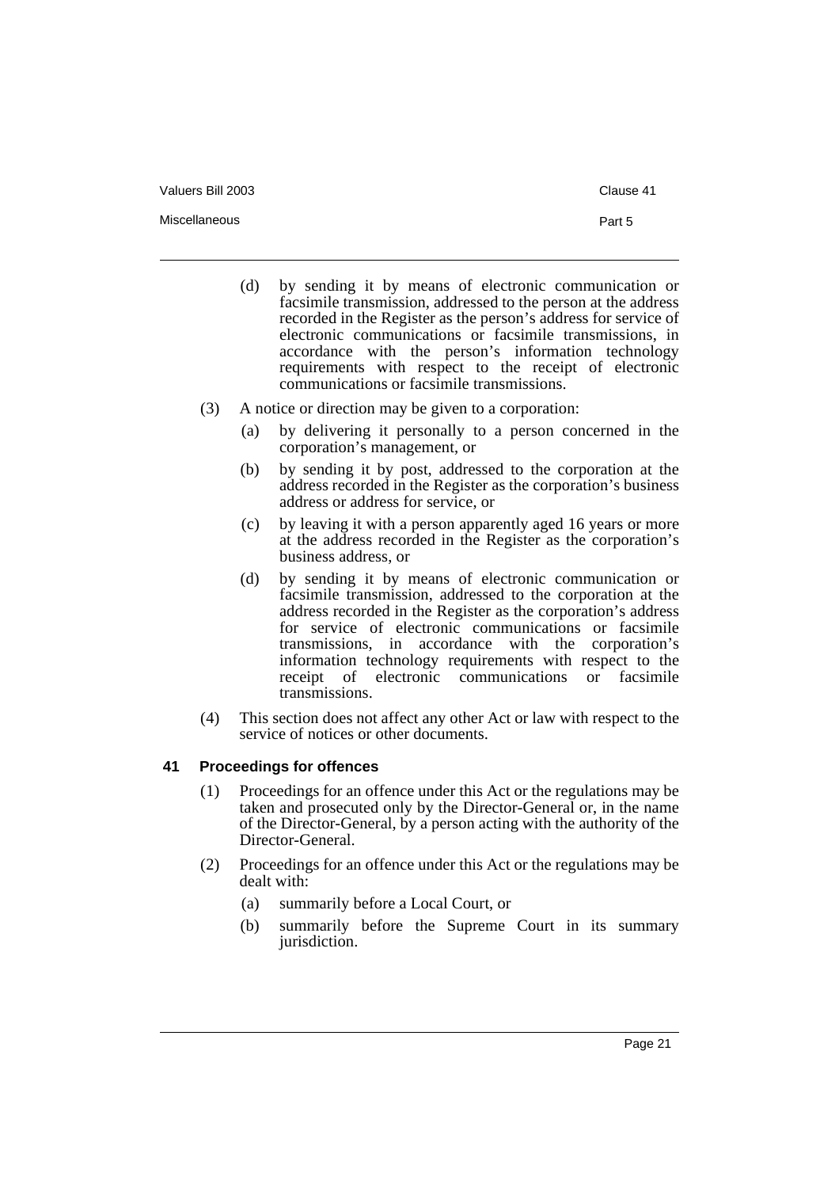(d) by sending it by means of electronic communication or facsimile transmission, addressed to the person at the address recorded in the Register as the person's address for service of electronic communications or facsimile transmissions, in accordance with the person's information technology requirements with respect to the receipt of electronic communications or facsimile transmissions.

(3) A notice or direction may be given to a corporation:

(a) by delivering it personally to a person concerned in the corporation's management, or

(b) by sending it by post, addressed to the corporation at the address recorded in the Register as the corporation's business address or address for service, or

(c) by leaving it with a person apparently aged 16 years or more at the address recorded in the Register as the corporation's business address, or

(d) by sending it by means of electronic communication or facsimile transmission, addressed to the corporation at the address recorded in the Register as the corporation's address for service of electronic communications or facsimile transmissions, in accordance with the corporation's information technology requirements with respect to the receipt of electronic communications or facsimile transmissions.

(4) This section does not affect any other Act or law with respect to the service of notices or other documents.

### 41 Proceedings for offences

(1) Proceedings for an offence under this Act or the regulations may be taken and prosecuted only by the Director-General or, in the name of the Director-General, by a person acting with the authority of the Director-General.

(2) Proceedings for an offence under this Act or the regulations may be dealt with:

(a) summarily before a Local Court, or

(b) summarily before the Supreme Court in its summary jurisdiction.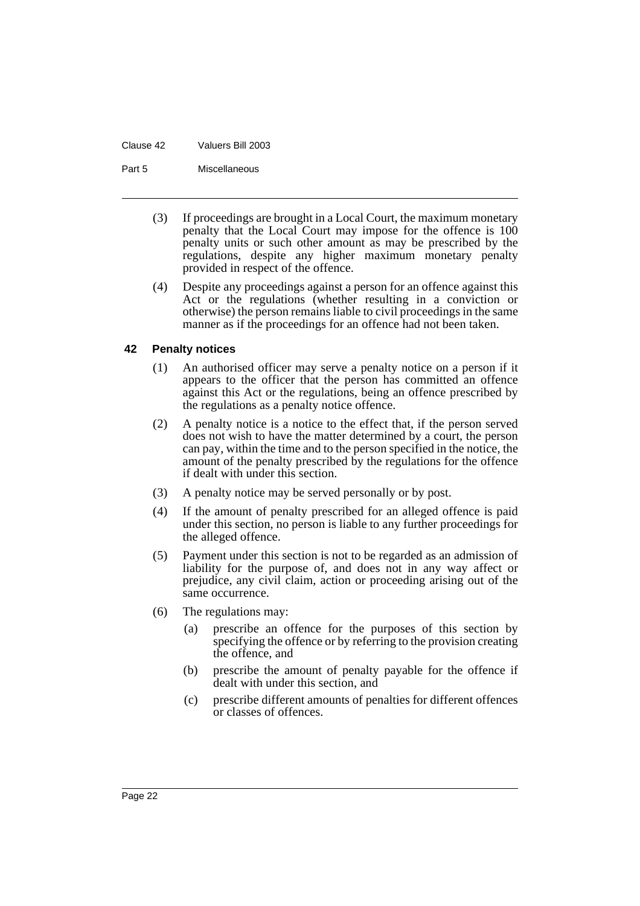(3) If proceedings are brought in a Local Court, the maximum monetary penalty that the Local Court may impose for the offence is 100 penalty units or such other amount as may be prescribed by the regulations, despite any higher maximum monetary penalty provided in respect of the offence.

(4) Despite any proceedings against a person for an offence against this Act or the regulations (whether resulting in a conviction or otherwise) the person remains liable to civil proceedings in the same manner as if the proceedings for an offence had not been taken.

### 42 Penalty notices

(1) An authorised officer may serve a penalty notice on a person if it appears to the officer that the person has committed an offence against this Act or the regulations, being an offence prescribed by the regulations as a penalty notice offence.

(2) A penalty notice is a notice to the effect that, if the person served does not wish to have the matter determined by a court, the person can pay, within the time and to the person specified in the notice, the amount of the penalty prescribed by the regulations for the offence if dealt with under this section.

(3) A penalty notice may be served personally or by post.

(4) If the amount of penalty prescribed for an alleged offence is paid under this section, no person is liable to any further proceedings for the alleged offence.

(5) Payment under this section is not to be regarded as an admission of liability for the purpose of, and does not in any way affect or prejudice, any civil claim, action or proceeding arising out of the same occurrence.

(6) The regulations may:

- (a) prescribe an offence for the purposes of this section by specifying the offence or by referring to the provision creating the offence, and
- (b) prescribe the amount of penalty payable for the offence if dealt with under this section, and
- (c) prescribe different amounts of penalties for different offences or classes of offences.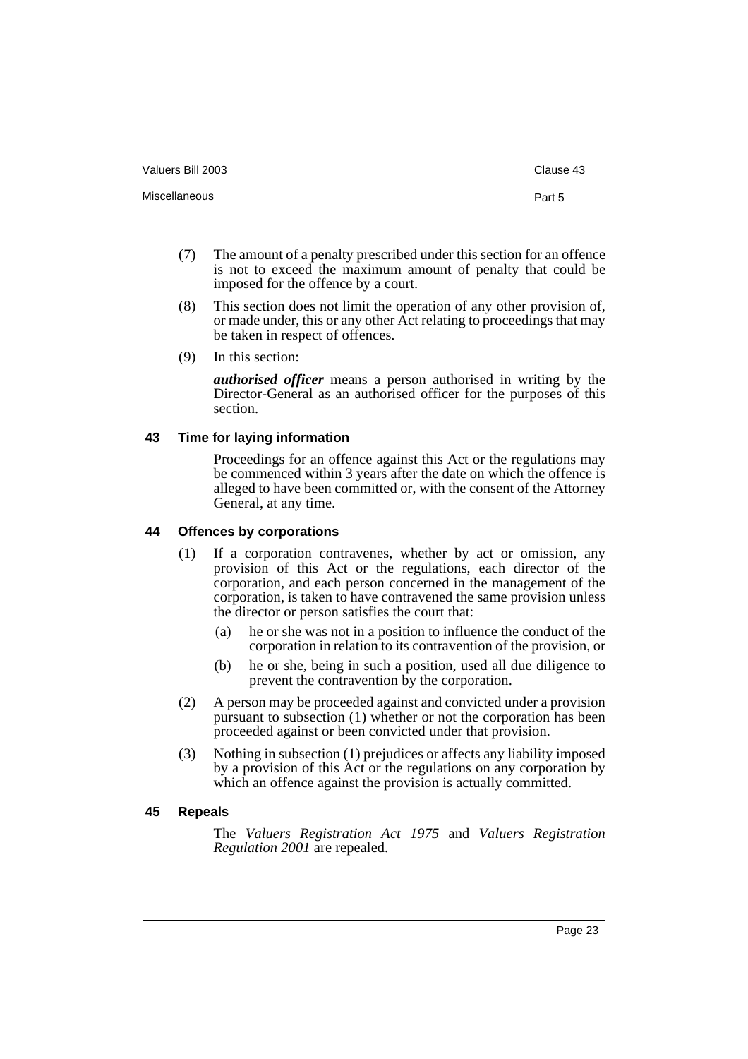(7) The amount of a penalty prescribed under this section for an offence is not to exceed the maximum amount of penalty that could be imposed for the offence by a court.

(8) This section does not limit the operation of any other provision of, or made under, this or any other Act relating to proceedings that may be taken in respect of offences.

(9) In this section:

***authorised officer*** means a person authorised in writing by the Director-General as an authorised officer for the purposes of this section.

### 43 Time for laying information

Proceedings for an offence against this Act or the regulations may be commenced within 3 years after the date on which the offence is alleged to have been committed or, with the consent of the Attorney General, at any time.

### 44 Offences by corporations

(1) If a corporation contravenes, whether by act or omission, any provision of this Act or the regulations, each director of the corporation, and each person concerned in the management of the corporation, is taken to have contravened the same provision unless the director or person satisfies the court that:

- (a) he or she was not in a position to influence the conduct of the corporation in relation to its contravention of the provision, or
- (b) he or she, being in such a position, used all due diligence to prevent the contravention by the corporation.

(2) A person may be proceeded against and convicted under a provision pursuant to subsection (1) whether or not the corporation has been proceeded against or been convicted under that provision.

(3) Nothing in subsection (1) prejudices or affects any liability imposed by a provision of this Act or the regulations on any corporation by which an offence against the provision is actually committed.

### 45 Repeals

The *Valuers Registration Act 1975* and *Valuers Registration Regulation 2001* are repealed.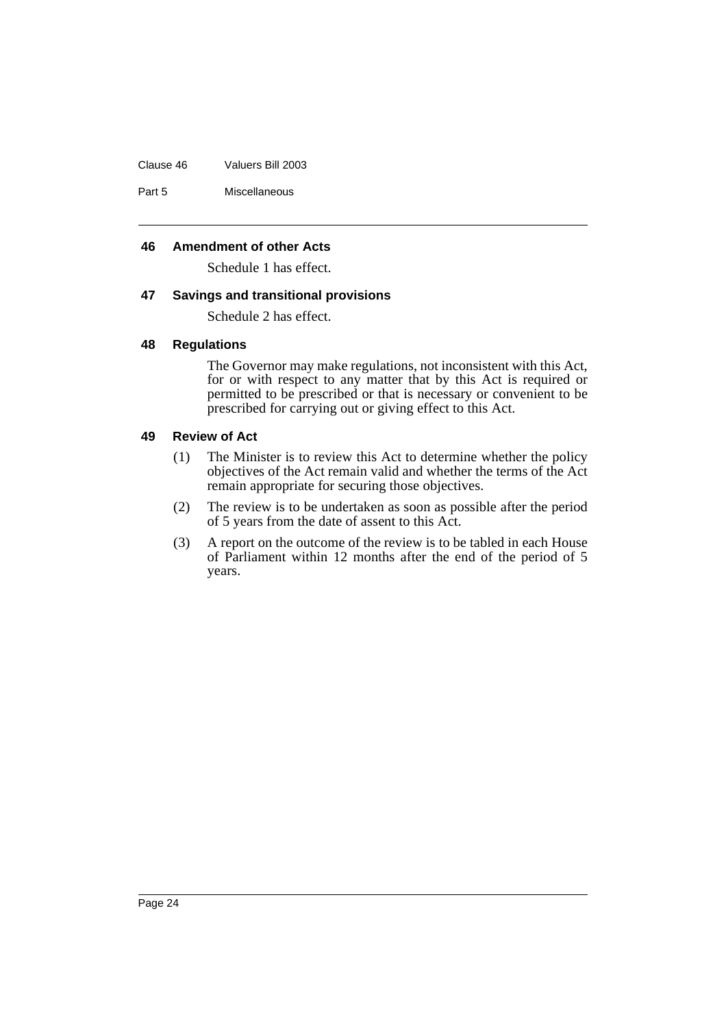### 46 Amendment of other Acts

Schedule 1 has effect.

### 47 Savings and transitional provisions

Schedule 2 has effect.

### 48 Regulations

The Governor may make regulations, not inconsistent with this Act, for or with respect to any matter that by this Act is required or permitted to be prescribed or that is necessary or convenient to be prescribed for carrying out or giving effect to this Act.

### 49 Review of Act

(1) The Minister is to review this Act to determine whether the policy objectives of the Act remain valid and whether the terms of the Act remain appropriate for securing those objectives.

(2) The review is to be undertaken as soon as possible after the period of 5 years from the date of assent to this Act.

(3) A report on the outcome of the review is to be tabled in each House of Parliament within 12 months after the end of the period of 5 years.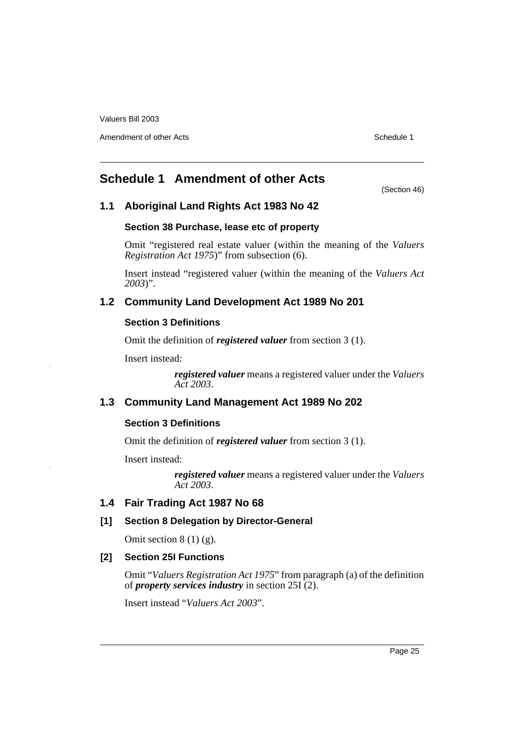# Schedule 1 Amendment of other Acts

(Section 46)

## 1.1 Aboriginal Land Rights Act 1983 No 42

### Section 38 Purchase, lease etc of property

Omit "registered real estate valuer (within the meaning of the *Valuers Registration Act 1975*)" from subsection (6).

Insert instead "registered valuer (within the meaning of the *Valuers Act 2003*)".

## 1.2 Community Land Development Act 1989 No 201

### Section 3 Definitions

Omit the definition of ***registered valuer*** from section 3 (1).

Insert instead:

> ***registered valuer*** means a registered valuer under the *Valuers Act 2003*.

## 1.3 Community Land Management Act 1989 No 202

### Section 3 Definitions

Omit the definition of ***registered valuer*** from section 3 (1).

Insert instead:

> ***registered valuer*** means a registered valuer under the *Valuers Act 2003*.

## 1.4 Fair Trading Act 1987 No 68

### [1] Section 8 Delegation by Director-General

Omit section 8 (1) (g).

### [2] Section 25I Functions

Omit "*Valuers Registration Act 1975*" from paragraph (a) of the definition of ***property services industry*** in section 25I (2).

Insert instead "*Valuers Act 2003*".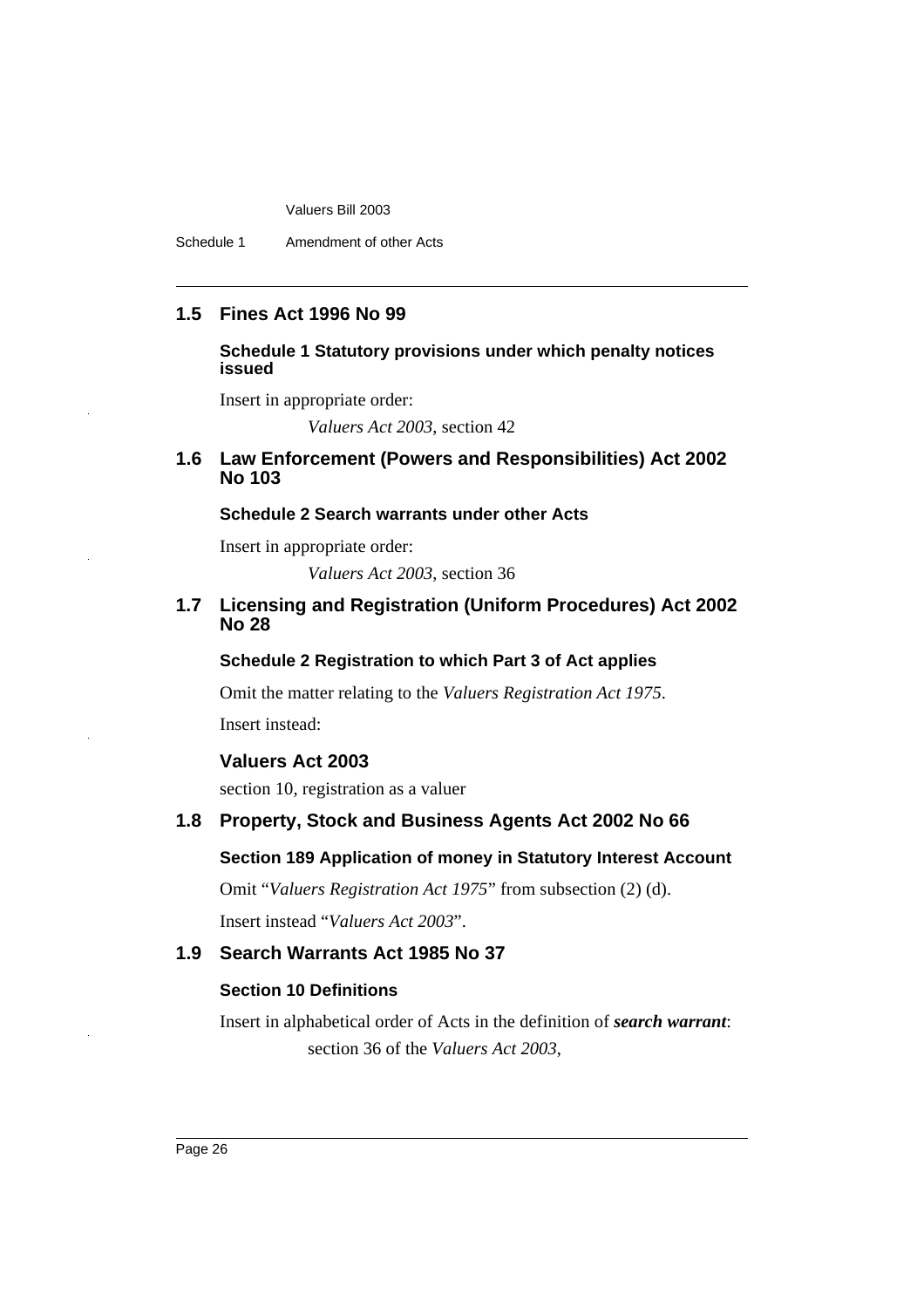## 1.5 Fines Act 1996 No 99

### Schedule 1 Statutory provisions under which penalty notices issued

Insert in appropriate order:

*Valuers Act 2003*, section 42

## 1.6 Law Enforcement (Powers and Responsibilities) Act 2002 No 103

### Schedule 2 Search warrants under other Acts

Insert in appropriate order:

*Valuers Act 2003*, section 36

## 1.7 Licensing and Registration (Uniform Procedures) Act 2002 No 28

### Schedule 2 Registration to which Part 3 of Act applies

Omit the matter relating to the *Valuers Registration Act 1975*.

Insert instead:

**Valuers Act 2003**

section 10, registration as a valuer

## 1.8 Property, Stock and Business Agents Act 2002 No 66

### Section 189 Application of money in Statutory Interest Account

Omit "*Valuers Registration Act 1975*" from subsection (2) (d).

Insert instead "*Valuers Act 2003*".

## 1.9 Search Warrants Act 1985 No 37

### Section 10 Definitions

Insert in alphabetical order of Acts in the definition of ***search warrant***:

section 36 of the *Valuers Act 2003*,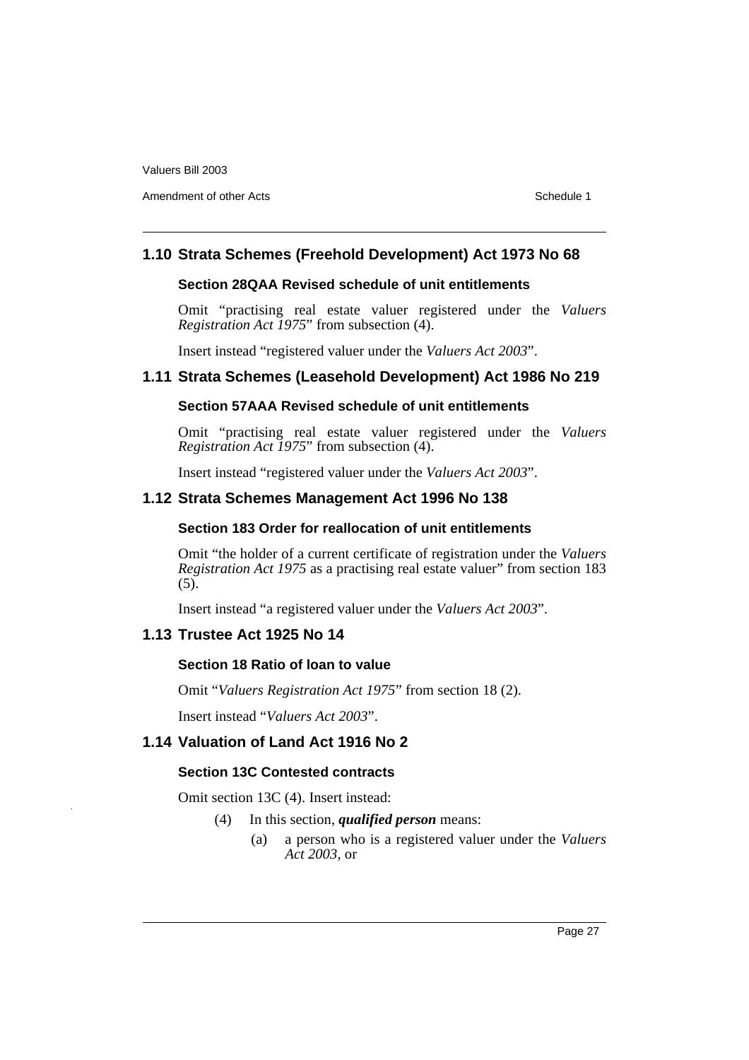## 1.10 Strata Schemes (Freehold Development) Act 1973 No 68

### Section 28QAA Revised schedule of unit entitlements

Omit "practising real estate valuer registered under the *Valuers Registration Act 1975*" from subsection (4).

Insert instead "registered valuer under the *Valuers Act 2003*".

## 1.11 Strata Schemes (Leasehold Development) Act 1986 No 219

### Section 57AAA Revised schedule of unit entitlements

Omit "practising real estate valuer registered under the *Valuers Registration Act 1975*" from subsection (4).

Insert instead "registered valuer under the *Valuers Act 2003*".

## 1.12 Strata Schemes Management Act 1996 No 138

### Section 183 Order for reallocation of unit entitlements

Omit "the holder of a current certificate of registration under the *Valuers Registration Act 1975* as a practising real estate valuer" from section 183 (5).

Insert instead "a registered valuer under the *Valuers Act 2003*".

## 1.13 Trustee Act 1925 No 14

### Section 18 Ratio of loan to value

Omit "*Valuers Registration Act 1975*" from section 18 (2).

Insert instead "*Valuers Act 2003*".

## 1.14 Valuation of Land Act 1916 No 2

### Section 13C Contested contracts

Omit section 13C (4). Insert instead:

(4) In this section, ***qualified person*** means:

(a) a person who is a registered valuer under the *Valuers Act 2003*, or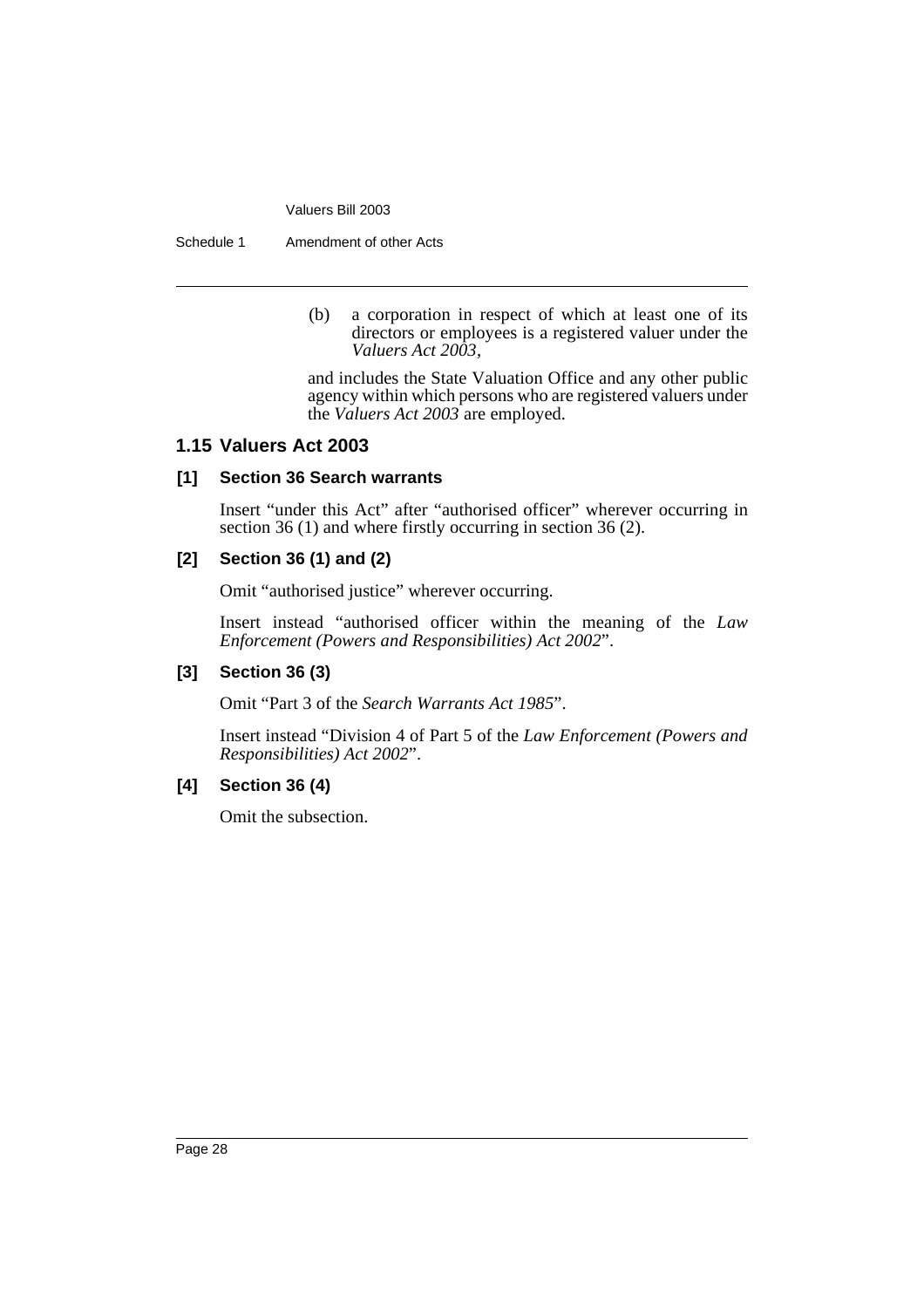(b) a corporation in respect of which at least one of its directors or employees is a registered valuer under the *Valuers Act 2003*,

and includes the State Valuation Office and any other public agency within which persons who are registered valuers under the *Valuers Act 2003* are employed.

## 1.15 Valuers Act 2003

### [1] Section 36 Search warrants

Insert "under this Act" after "authorised officer" wherever occurring in section 36 (1) and where firstly occurring in section 36 (2).

### [2] Section 36 (1) and (2)

Omit "authorised justice" wherever occurring.

Insert instead "authorised officer within the meaning of the *Law Enforcement (Powers and Responsibilities) Act 2002*".

### [3] Section 36 (3)

Omit "Part 3 of the *Search Warrants Act 1985*".

Insert instead "Division 4 of Part 5 of the *Law Enforcement (Powers and Responsibilities) Act 2002*".

### [4] Section 36 (4)

Omit the subsection.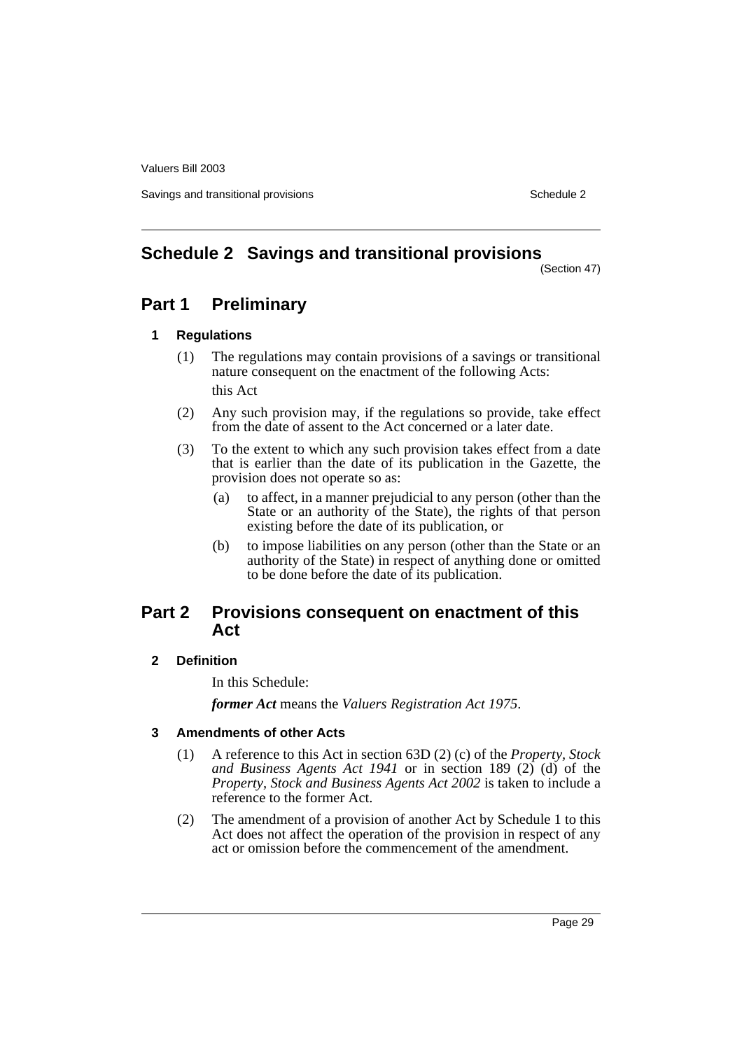# Schedule 2 Savings and transitional provisions

(Section 47)

## Part 1 Preliminary

### 1 Regulations

(1) The regulations may contain provisions of a savings or transitional nature consequent on the enactment of the following Acts:

this Act

(2) Any such provision may, if the regulations so provide, take effect from the date of assent to the Act concerned or a later date.

(3) To the extent to which any such provision takes effect from a date that is earlier than the date of its publication in the Gazette, the provision does not operate so as:

(a) to affect, in a manner prejudicial to any person (other than the State or an authority of the State), the rights of that person existing before the date of its publication, or

(b) to impose liabilities on any person (other than the State or an authority of the State) in respect of anything done or omitted to be done before the date of its publication.

## Part 2 Provisions consequent on enactment of this Act

### 2 Definition

In this Schedule:

***former Act*** means the *Valuers Registration Act 1975*.

### 3 Amendments of other Acts

(1) A reference to this Act in section 63D (2) (c) of the *Property, Stock and Business Agents Act 1941* or in section 189 (2) (d) of the *Property, Stock and Business Agents Act 2002* is taken to include a reference to the former Act.

(2) The amendment of a provision of another Act by Schedule 1 to this Act does not affect the operation of the provision in respect of any act or omission before the commencement of the amendment.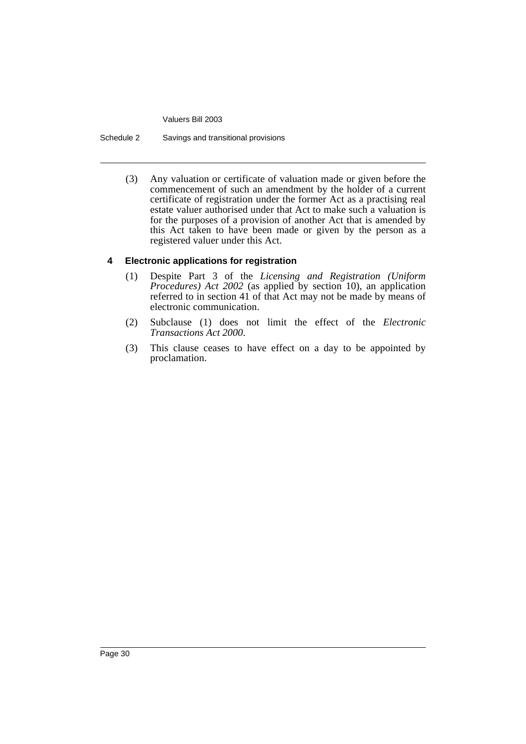(3) Any valuation or certificate of valuation made or given before the commencement of such an amendment by the holder of a current certificate of registration under the former Act as a practising real estate valuer authorised under that Act to make such a valuation is for the purposes of a provision of another Act that is amended by this Act taken to have been made or given by the person as a registered valuer under this Act.

### 4 Electronic applications for registration

(1) Despite Part 3 of the *Licensing and Registration (Uniform Procedures) Act 2002* (as applied by section 10), an application referred to in section 41 of that Act may not be made by means of electronic communication.

(2) Subclause (1) does not limit the effect of the *Electronic Transactions Act 2000*.

(3) This clause ceases to have effect on a day to be appointed by proclamation.